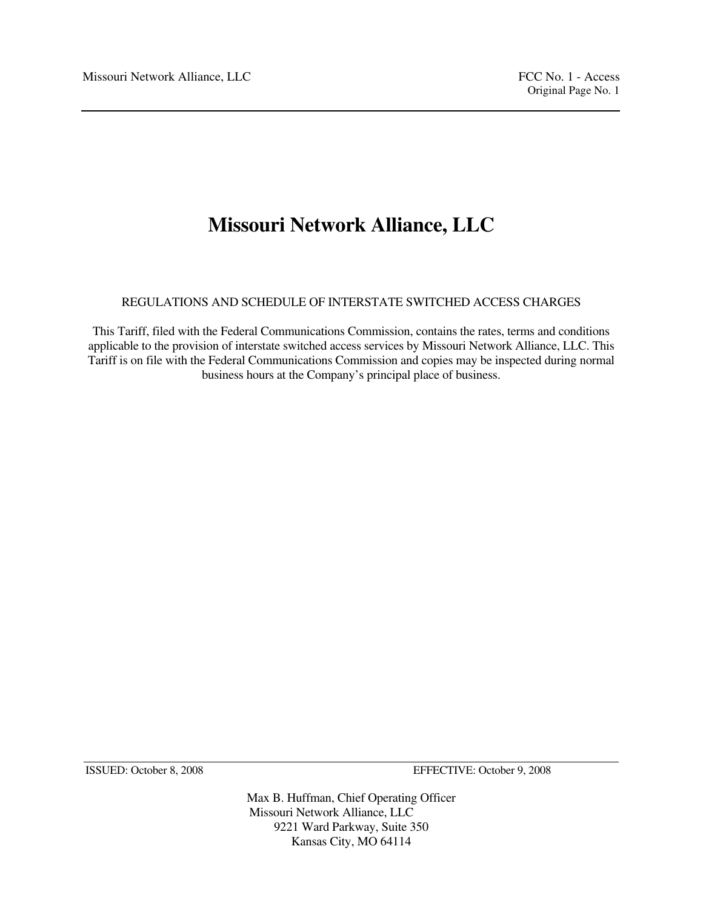# Missouri Network Alliance, LLC

REGULATIONS AND SCHEDULE OF INTERSTATE SWITCHED ACCESS CHARGES

This Tariff, filed with the Federal Communications Commission, contains the rates, terms and conditions applicable to the provision of interstate switched access services by Missouri Network Alliance, LLC. This Tariff is on file with the Federal Communications Commission and copies may be inspected during normal business hours at the Company's principal place of business.

ISSUED: October 8, 2008 EFFECTIVE: October 9, 2008

Max B. Huffman, Chief Operating Officer
Missouri Network Alliance, LLC
9221 Ward Parkway, Suite 350
Kansas City, MO 64114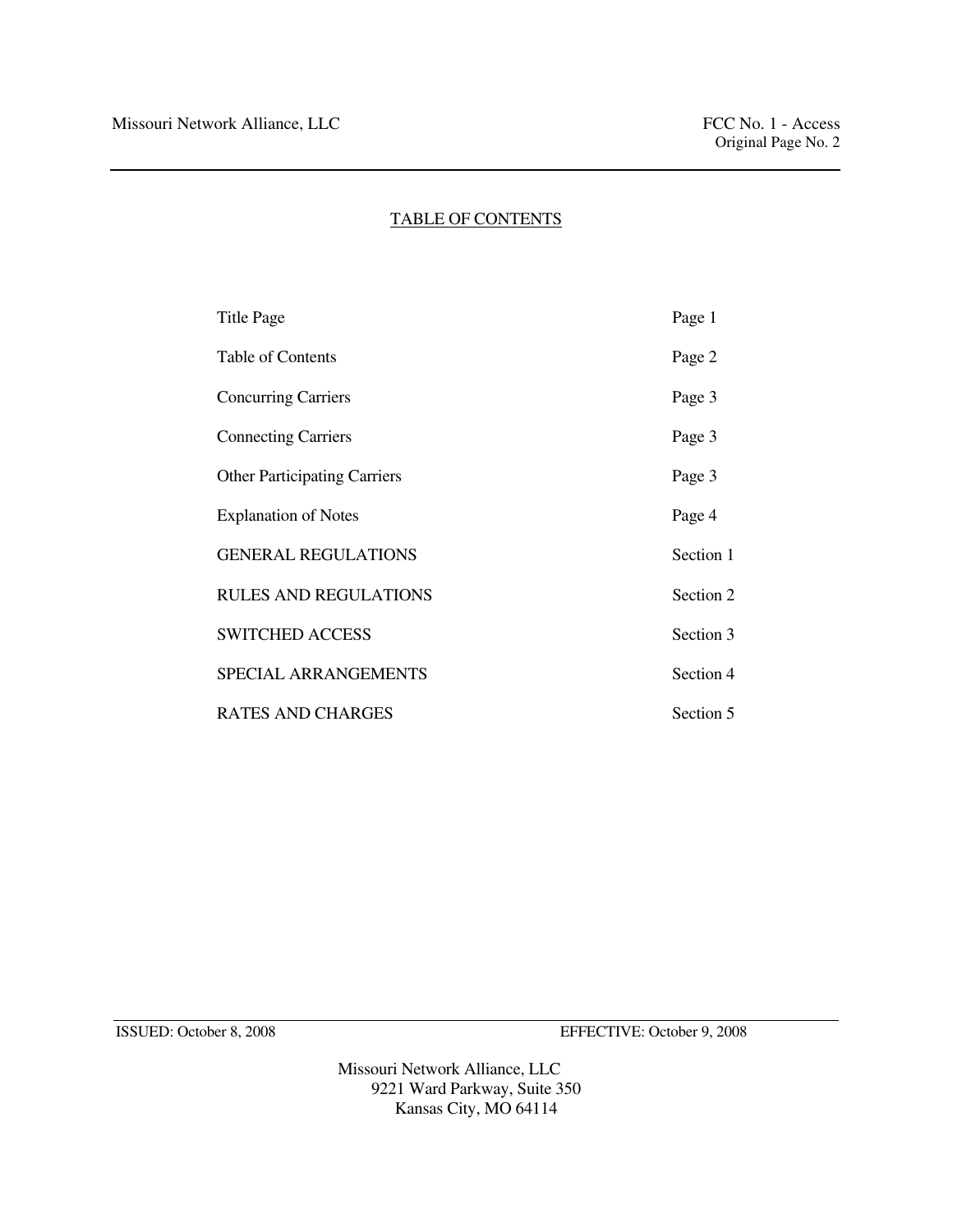## TABLE OF CONTENTS

| | |
|---|---|
| Title Page | Page 1 |
| Table of Contents | Page 2 |
| Concurring Carriers | Page 3 |
| Connecting Carriers | Page 3 |
| Other Participating Carriers | Page 3 |
| Explanation of Notes | Page 4 |
| GENERAL REGULATIONS | Section 1 |
| RULES AND REGULATIONS | Section 2 |
| SWITCHED ACCESS | Section 3 |
| SPECIAL ARRANGEMENTS | Section 4 |
| RATES AND CHARGES | Section 5 |

ISSUED: October 8, 2008 EFFECTIVE: October 9, 2008

Missouri Network Alliance, LLC
9221 Ward Parkway, Suite 350
Kansas City, MO 64114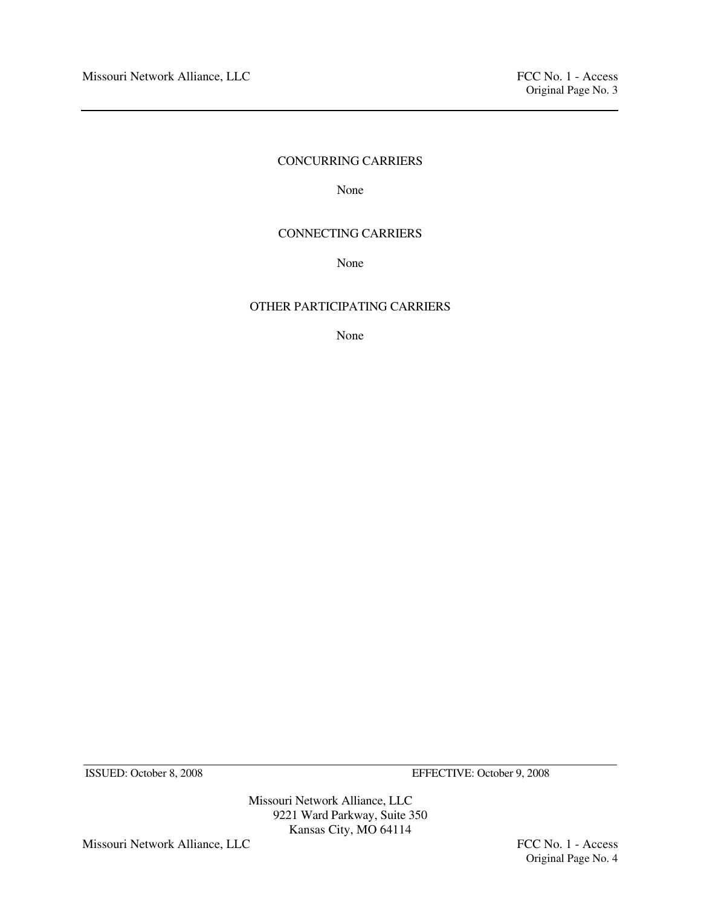## CONCURRING CARRIERS

None

## CONNECTING CARRIERS

None

## OTHER PARTICIPATING CARRIERS

None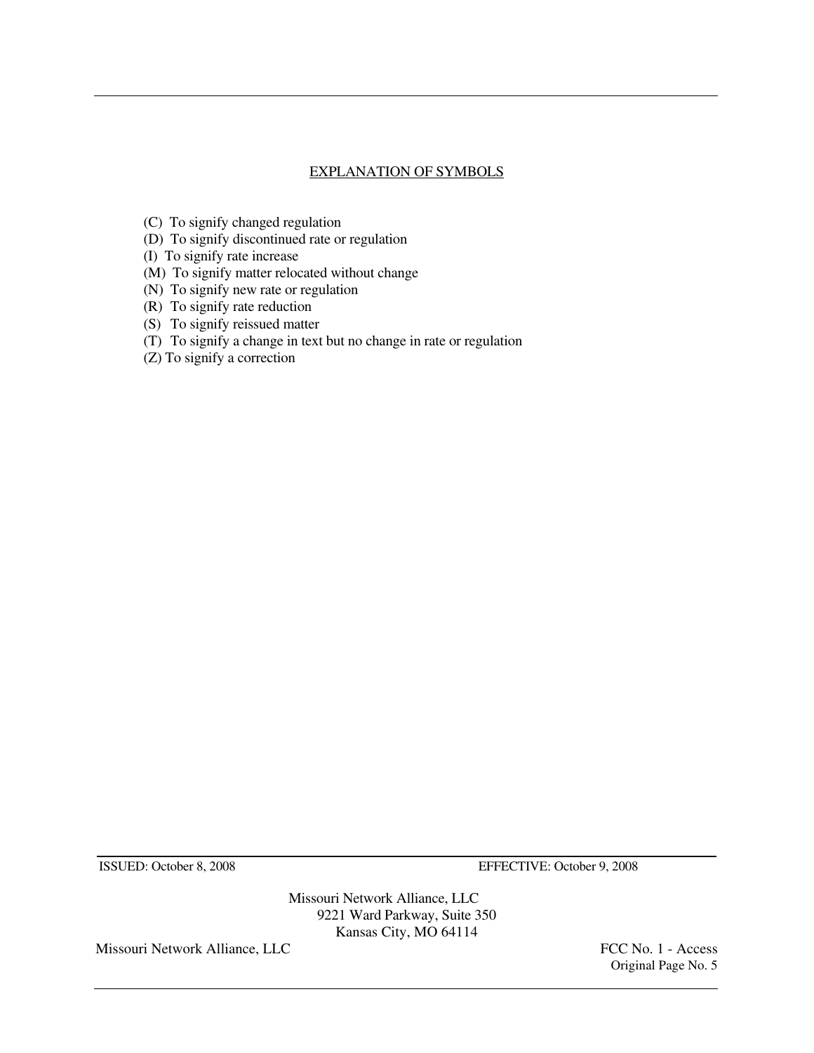## EXPLANATION OF SYMBOLS

(C) To signify changed regulation
(D) To signify discontinued rate or regulation
(I) To signify rate increase
(M) To signify matter relocated without change
(N) To signify new rate or regulation
(R) To signify rate reduction
(S) To signify reissued matter
(T) To signify a change in text but no change in rate or regulation
(Z) To signify a correction

ISSUED: October 8, 2008 EFFECTIVE: October 9, 2008

Missouri Network Alliance, LLC
9221 Ward Parkway, Suite 350
Kansas City, MO 64114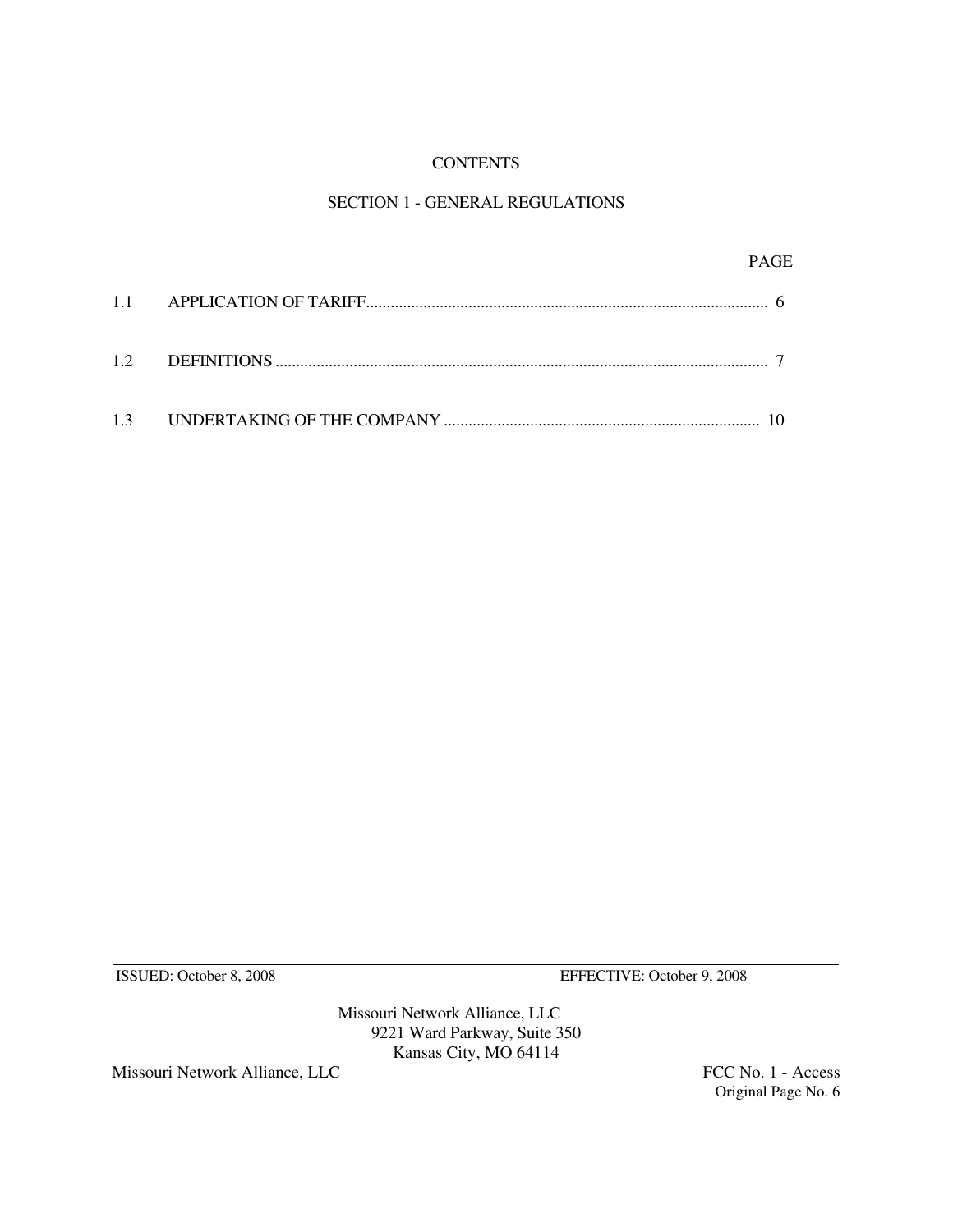# CONTENTS

## SECTION 1 - GENERAL REGULATIONS

| | | PAGE |
|---|---|---|
| 1.1 | APPLICATION OF TARIFF | 6 |
| 1.2 | DEFINITIONS | 7 |
| 1.3 | UNDERTAKING OF THE COMPANY | 10 |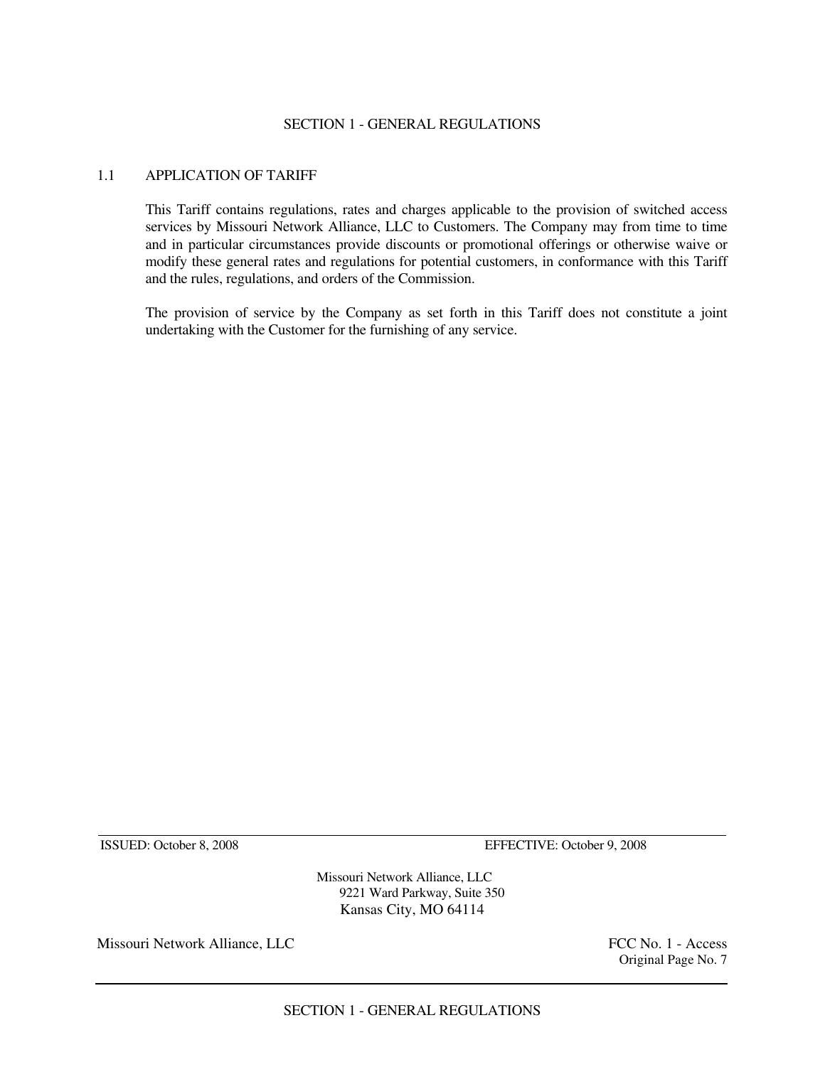## SECTION 1 - GENERAL REGULATIONS

### 1.1 APPLICATION OF TARIFF

This Tariff contains regulations, rates and charges applicable to the provision of switched access services by Missouri Network Alliance, LLC to Customers. The Company may from time to time and in particular circumstances provide discounts or promotional offerings or otherwise waive or modify these general rates and regulations for potential customers, in conformance with this Tariff and the rules, regulations, and orders of the Commission.

The provision of service by the Company as set forth in this Tariff does not constitute a joint undertaking with the Customer for the furnishing of any service.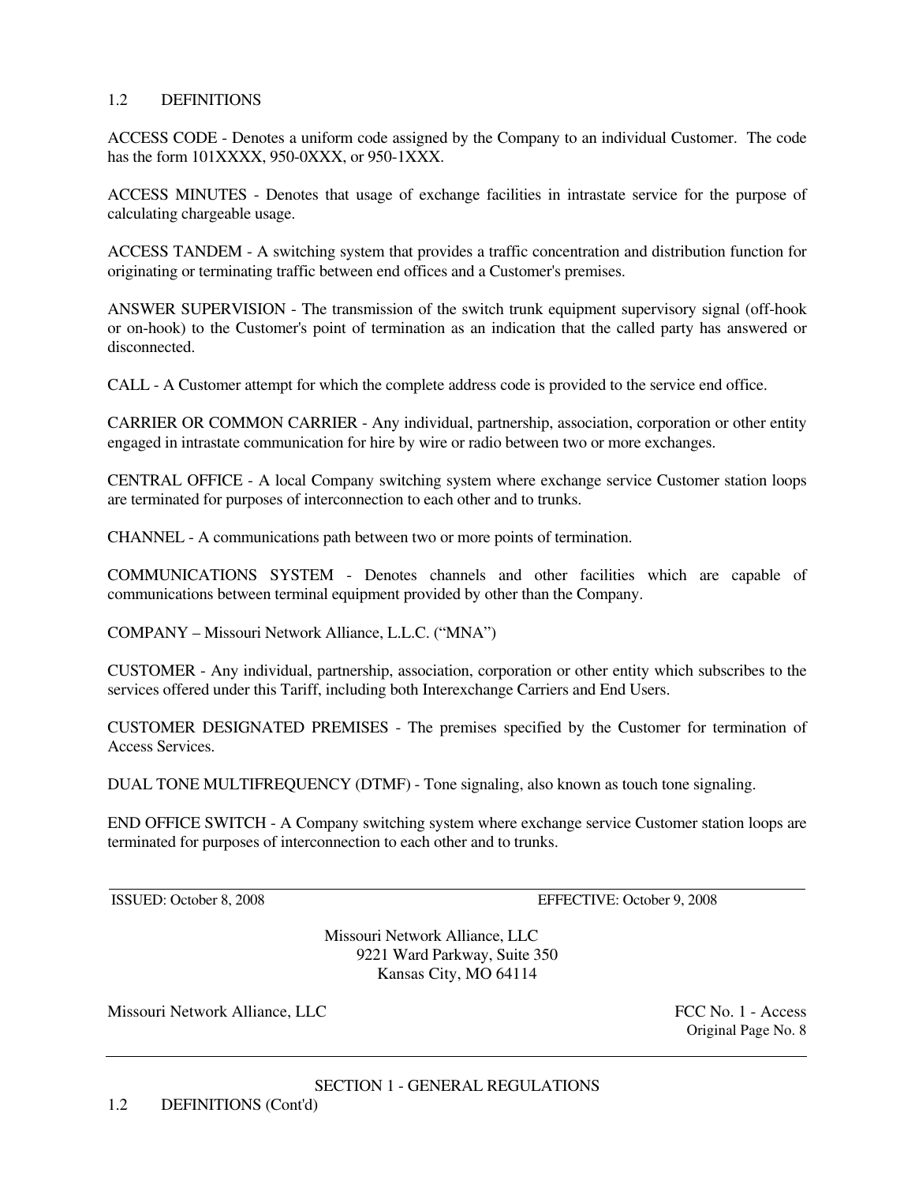## 1.2 DEFINITIONS

ACCESS CODE - Denotes a uniform code assigned by the Company to an individual Customer. The code has the form 101XXXX, 950-0XXX, or 950-1XXX.

ACCESS MINUTES - Denotes that usage of exchange facilities in intrastate service for the purpose of calculating chargeable usage.

ACCESS TANDEM - A switching system that provides a traffic concentration and distribution function for originating or terminating traffic between end offices and a Customer's premises.

ANSWER SUPERVISION - The transmission of the switch trunk equipment supervisory signal (off-hook or on-hook) to the Customer's point of termination as an indication that the called party has answered or disconnected.

CALL - A Customer attempt for which the complete address code is provided to the service end office.

CARRIER OR COMMON CARRIER - Any individual, partnership, association, corporation or other entity engaged in intrastate communication for hire by wire or radio between two or more exchanges.

CENTRAL OFFICE - A local Company switching system where exchange service Customer station loops are terminated for purposes of interconnection to each other and to trunks.

CHANNEL - A communications path between two or more points of termination.

COMMUNICATIONS SYSTEM - Denotes channels and other facilities which are capable of communications between terminal equipment provided by other than the Company.

COMPANY – Missouri Network Alliance, L.L.C. ("MNA")

CUSTOMER - Any individual, partnership, association, corporation or other entity which subscribes to the services offered under this Tariff, including both Interexchange Carriers and End Users.

CUSTOMER DESIGNATED PREMISES - The premises specified by the Customer for termination of Access Services.

DUAL TONE MULTIFREQUENCY (DTMF) - Tone signaling, also known as touch tone signaling.

END OFFICE SWITCH - A Company switching system where exchange service Customer station loops are terminated for purposes of interconnection to each other and to trunks.

ISSUED: October 8, 2008 EFFECTIVE: October 9, 2008

Missouri Network Alliance, LLC
9221 Ward Parkway, Suite 350
Kansas City, MO 64114

Missouri Network Alliance, LLC FCC No. 1 - Access
Original Page No. 8

SECTION 1 - GENERAL REGULATIONS

## 1.2 DEFINITIONS (Cont'd)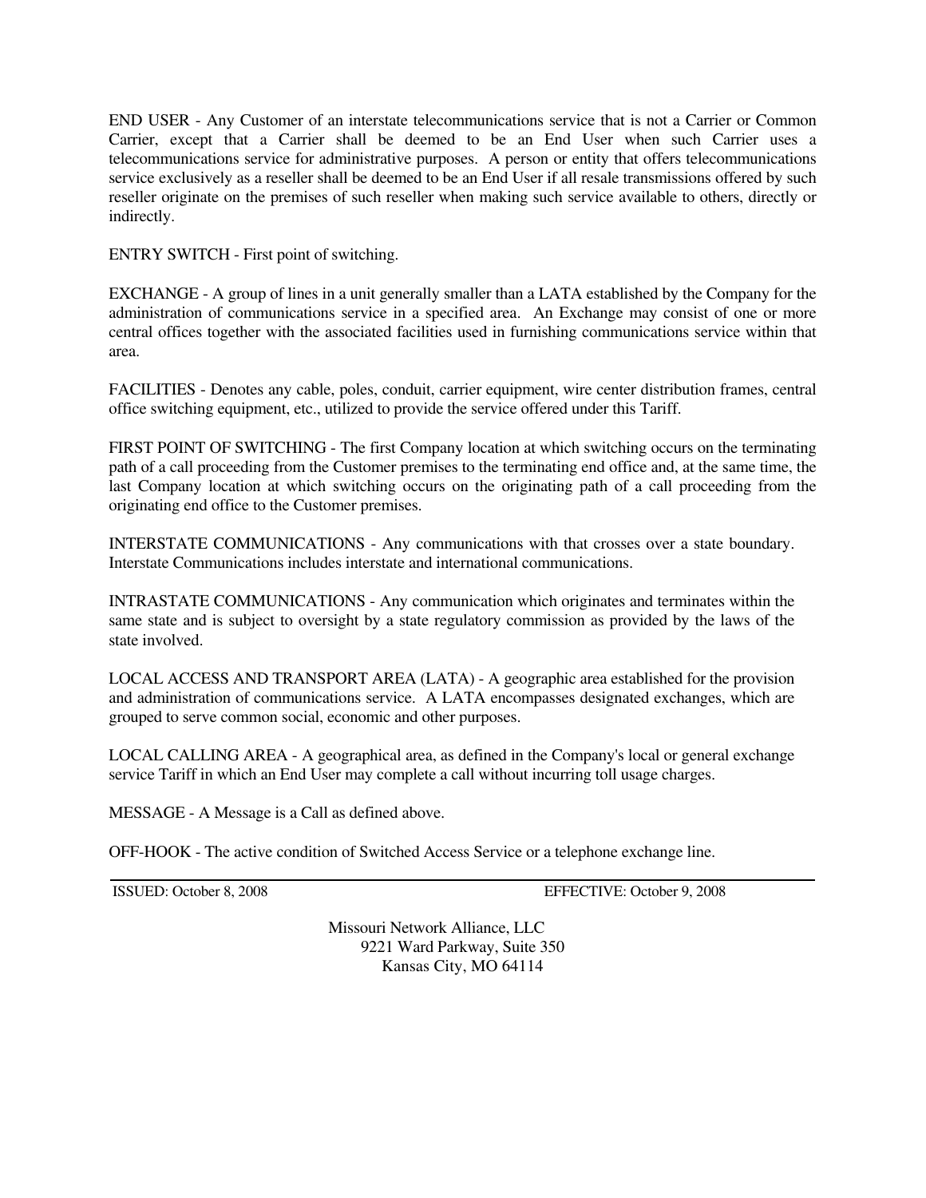END USER - Any Customer of an interstate telecommunications service that is not a Carrier or Common Carrier, except that a Carrier shall be deemed to be an End User when such Carrier uses a telecommunications service for administrative purposes. A person or entity that offers telecommunications service exclusively as a reseller shall be deemed to be an End User if all resale transmissions offered by such reseller originate on the premises of such reseller when making such service available to others, directly or indirectly.

ENTRY SWITCH - First point of switching.

EXCHANGE - A group of lines in a unit generally smaller than a LATA established by the Company for the administration of communications service in a specified area. An Exchange may consist of one or more central offices together with the associated facilities used in furnishing communications service within that area.

FACILITIES - Denotes any cable, poles, conduit, carrier equipment, wire center distribution frames, central office switching equipment, etc., utilized to provide the service offered under this Tariff.

FIRST POINT OF SWITCHING - The first Company location at which switching occurs on the terminating path of a call proceeding from the Customer premises to the terminating end office and, at the same time, the last Company location at which switching occurs on the originating path of a call proceeding from the originating end office to the Customer premises.

INTERSTATE COMMUNICATIONS - Any communications with that crosses over a state boundary. Interstate Communications includes interstate and international communications.

INTRASTATE COMMUNICATIONS - Any communication which originates and terminates within the same state and is subject to oversight by a state regulatory commission as provided by the laws of the state involved.

LOCAL ACCESS AND TRANSPORT AREA (LATA) - A geographic area established for the provision and administration of communications service. A LATA encompasses designated exchanges, which are grouped to serve common social, economic and other purposes.

LOCAL CALLING AREA - A geographical area, as defined in the Company's local or general exchange service Tariff in which an End User may complete a call without incurring toll usage charges.

MESSAGE - A Message is a Call as defined above.

OFF-HOOK - The active condition of Switched Access Service or a telephone exchange line.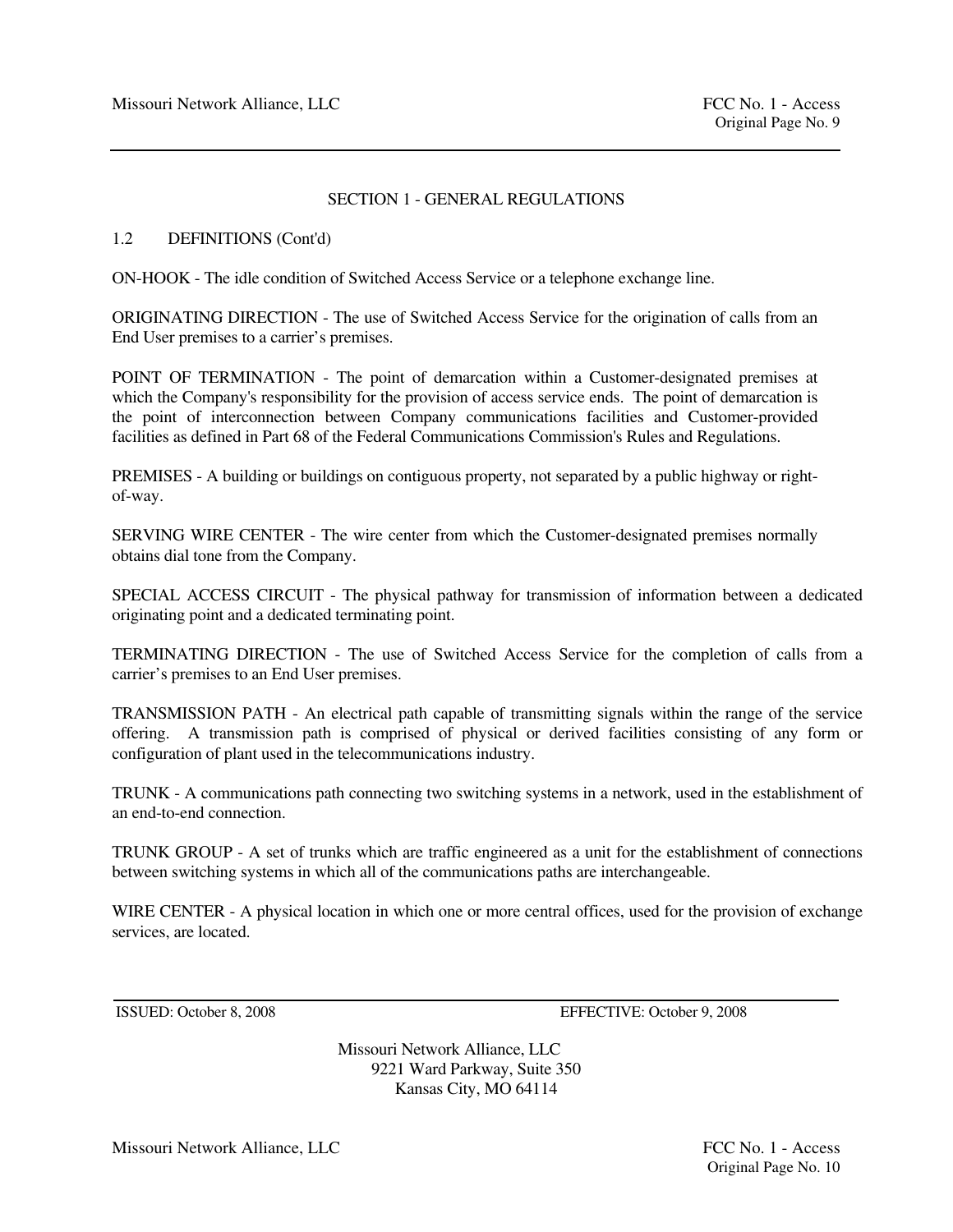## SECTION 1 - GENERAL REGULATIONS

### 1.2 DEFINITIONS (Cont'd)

ON-HOOK - The idle condition of Switched Access Service or a telephone exchange line.

ORIGINATING DIRECTION - The use of Switched Access Service for the origination of calls from an End User premises to a carrier's premises.

POINT OF TERMINATION - The point of demarcation within a Customer-designated premises at which the Company's responsibility for the provision of access service ends. The point of demarcation is the point of interconnection between Company communications facilities and Customer-provided facilities as defined in Part 68 of the Federal Communications Commission's Rules and Regulations.

PREMISES - A building or buildings on contiguous property, not separated by a public highway or right-of-way.

SERVING WIRE CENTER - The wire center from which the Customer-designated premises normally obtains dial tone from the Company.

SPECIAL ACCESS CIRCUIT - The physical pathway for transmission of information between a dedicated originating point and a dedicated terminating point.

TERMINATING DIRECTION - The use of Switched Access Service for the completion of calls from a carrier's premises to an End User premises.

TRANSMISSION PATH - An electrical path capable of transmitting signals within the range of the service offering. A transmission path is comprised of physical or derived facilities consisting of any form or configuration of plant used in the telecommunications industry.

TRUNK - A communications path connecting two switching systems in a network, used in the establishment of an end-to-end connection.

TRUNK GROUP - A set of trunks which are traffic engineered as a unit for the establishment of connections between switching systems in which all of the communications paths are interchangeable.

WIRE CENTER - A physical location in which one or more central offices, used for the provision of exchange services, are located.

ISSUED: October 8, 2008 EFFECTIVE: October 9, 2008

Missouri Network Alliance, LLC
9221 Ward Parkway, Suite 350
Kansas City, MO 64114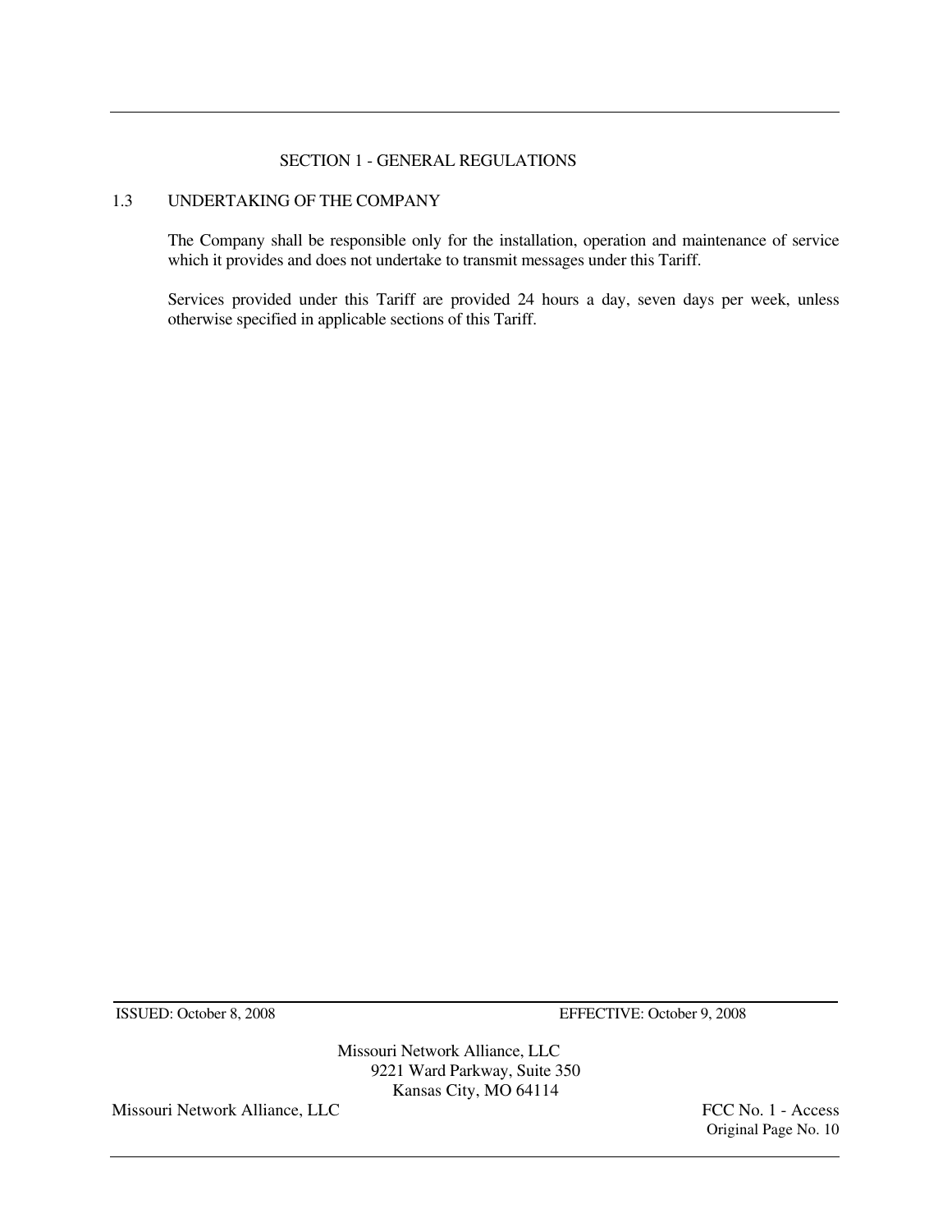## SECTION 1 - GENERAL REGULATIONS

### 1.3 UNDERTAKING OF THE COMPANY

The Company shall be responsible only for the installation, operation and maintenance of service which it provides and does not undertake to transmit messages under this Tariff.

Services provided under this Tariff are provided 24 hours a day, seven days per week, unless otherwise specified in applicable sections of this Tariff.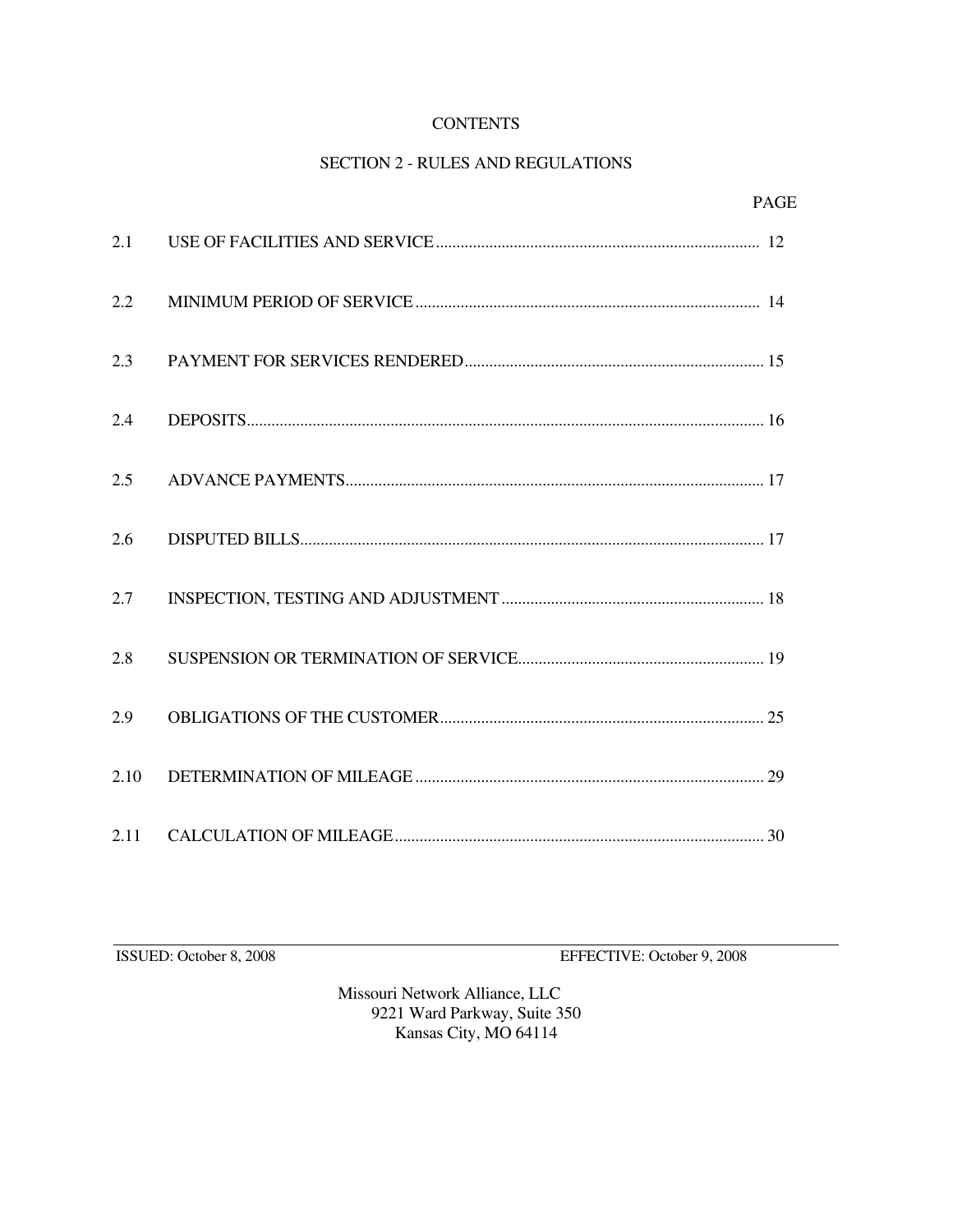# CONTENTS

## SECTION 2 - RULES AND REGULATIONS

| | | PAGE |
|---|---|---|
| 2.1 | USE OF FACILITIES AND SERVICE | 12 |
| 2.2 | MINIMUM PERIOD OF SERVICE | 14 |
| 2.3 | PAYMENT FOR SERVICES RENDERED | 15 |
| 2.4 | DEPOSITS | 16 |
| 2.5 | ADVANCE PAYMENTS | 17 |
| 2.6 | DISPUTED BILLS | 17 |
| 2.7 | INSPECTION, TESTING AND ADJUSTMENT | 18 |
| 2.8 | SUSPENSION OR TERMINATION OF SERVICE | 19 |
| 2.9 | OBLIGATIONS OF THE CUSTOMER | 25 |
| 2.10 | DETERMINATION OF MILEAGE | 29 |
| 2.11 | CALCULATION OF MILEAGE | 30 |

ISSUED: October 8, 2008 EFFECTIVE: October 9, 2008

Missouri Network Alliance, LLC
9221 Ward Parkway, Suite 350
Kansas City, MO 64114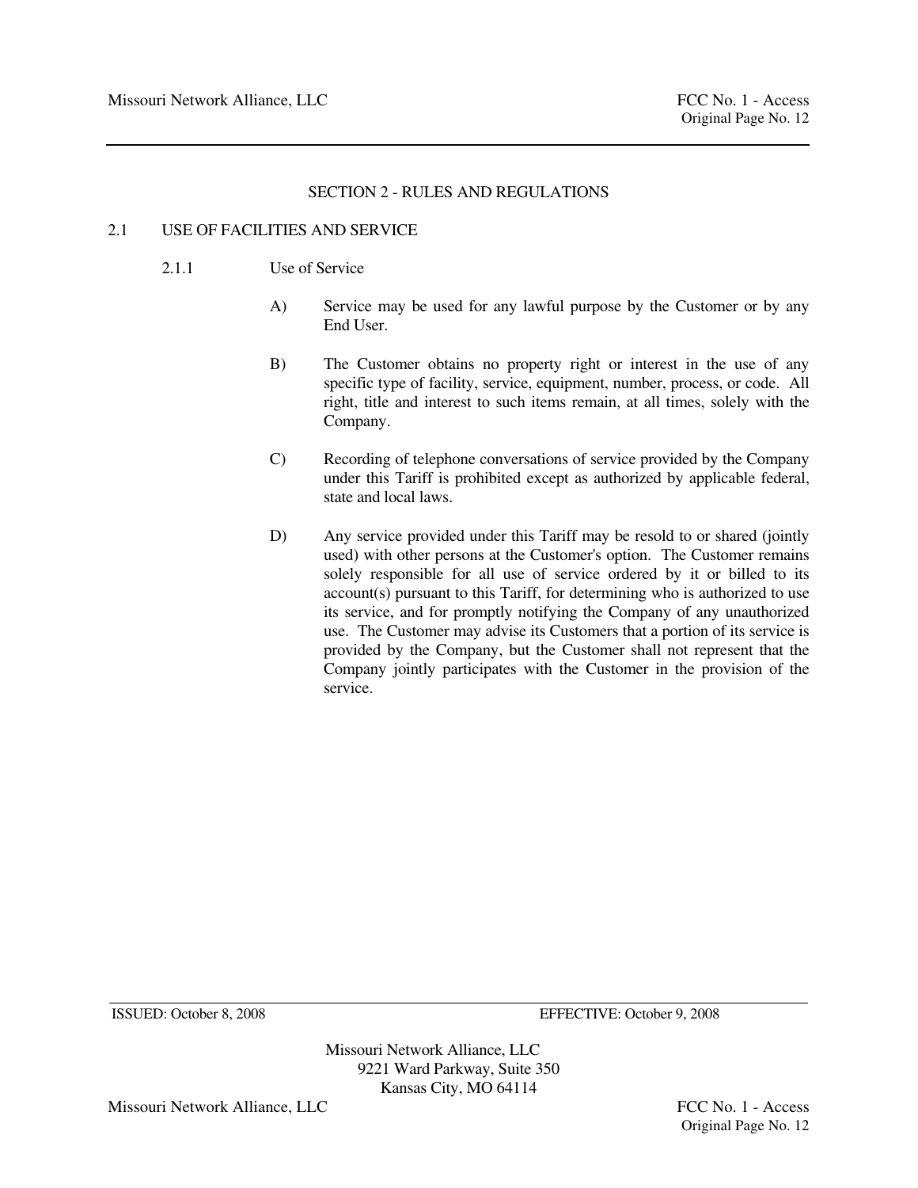## SECTION 2 - RULES AND REGULATIONS

### 2.1 USE OF FACILITIES AND SERVICE

#### 2.1.1 Use of Service

A) Service may be used for any lawful purpose by the Customer or by any End User.

B) The Customer obtains no property right or interest in the use of any specific type of facility, service, equipment, number, process, or code. All right, title and interest to such items remain, at all times, solely with the Company.

C) Recording of telephone conversations of service provided by the Company under this Tariff is prohibited except as authorized by applicable federal, state and local laws.

D) Any service provided under this Tariff may be resold to or shared (jointly used) with other persons at the Customer's option. The Customer remains solely responsible for all use of service ordered by it or billed to its account(s) pursuant to this Tariff, for determining who is authorized to use its service, and for promptly notifying the Company of any unauthorized use. The Customer may advise its Customers that a portion of its service is provided by the Company, but the Customer shall not represent that the Company jointly participates with the Customer in the provision of the service.

ISSUED: October 8, 2008 EFFECTIVE: October 9, 2008

Missouri Network Alliance, LLC
9221 Ward Parkway, Suite 350
Kansas City, MO 64114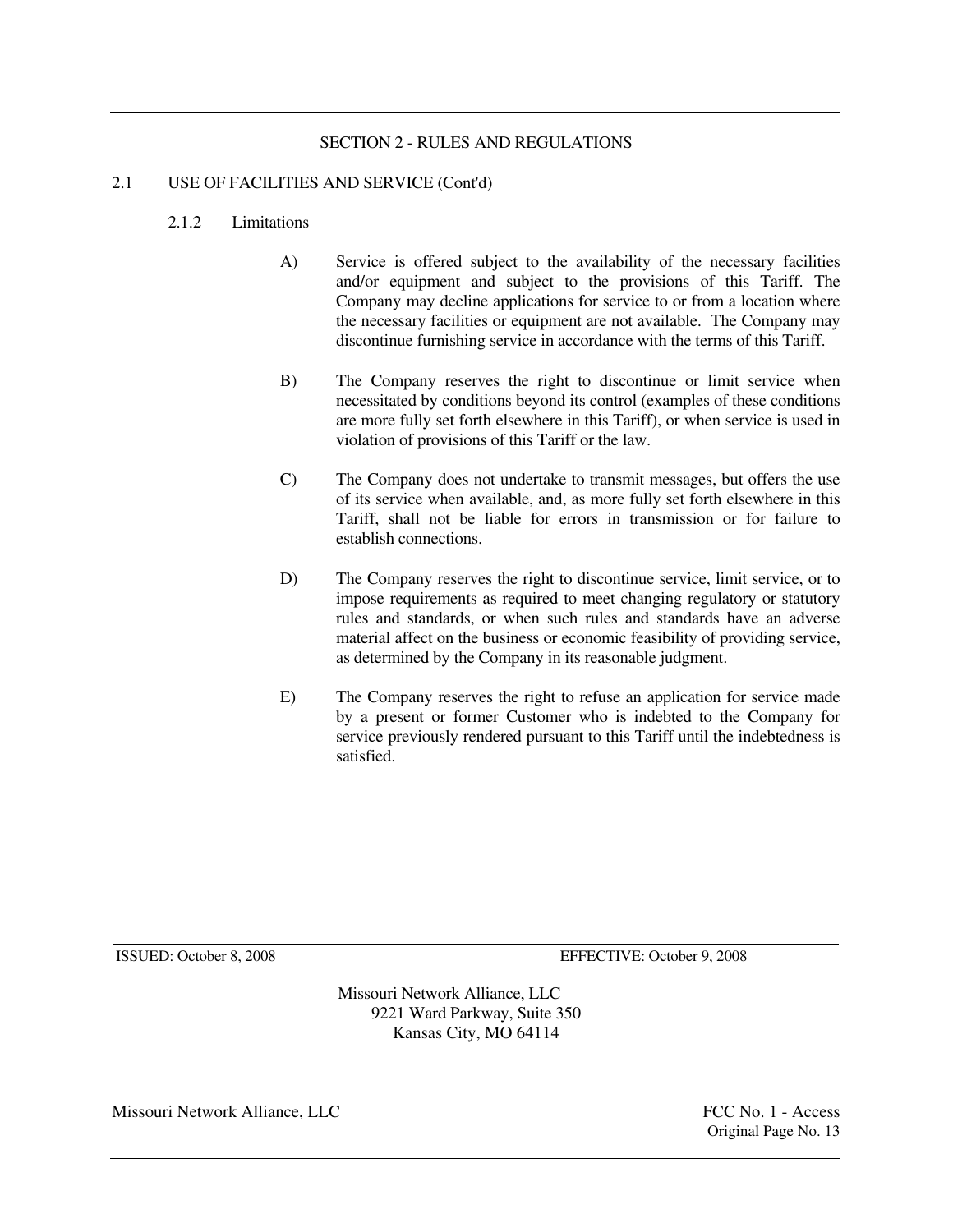## SECTION 2 - RULES AND REGULATIONS

### 2.1 USE OF FACILITIES AND SERVICE (Cont'd)

#### 2.1.2 Limitations

A) Service is offered subject to the availability of the necessary facilities and/or equipment and subject to the provisions of this Tariff. The Company may decline applications for service to or from a location where the necessary facilities or equipment are not available. The Company may discontinue furnishing service in accordance with the terms of this Tariff.

B) The Company reserves the right to discontinue or limit service when necessitated by conditions beyond its control (examples of these conditions are more fully set forth elsewhere in this Tariff), or when service is used in violation of provisions of this Tariff or the law.

C) The Company does not undertake to transmit messages, but offers the use of its service when available, and, as more fully set forth elsewhere in this Tariff, shall not be liable for errors in transmission or for failure to establish connections.

D) The Company reserves the right to discontinue service, limit service, or to impose requirements as required to meet changing regulatory or statutory rules and standards, or when such rules and standards have an adverse material affect on the business or economic feasibility of providing service, as determined by the Company in its reasonable judgment.

E) The Company reserves the right to refuse an application for service made by a present or former Customer who is indebted to the Company for service previously rendered pursuant to this Tariff until the indebtedness is satisfied.

ISSUED: October 8, 2008 EFFECTIVE: October 9, 2008

Missouri Network Alliance, LLC
9221 Ward Parkway, Suite 350
Kansas City, MO 64114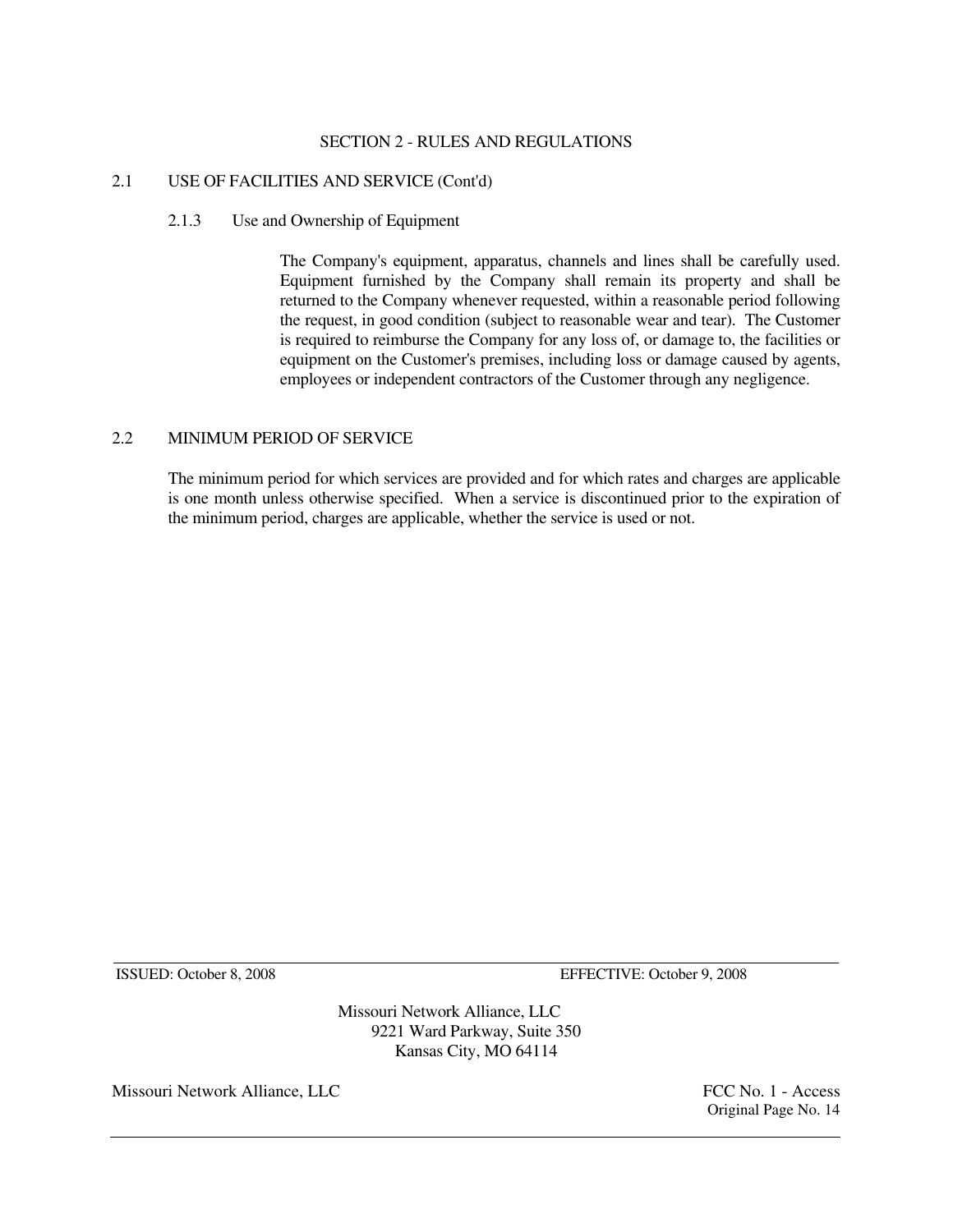## SECTION 2 - RULES AND REGULATIONS

### 2.1 USE OF FACILITIES AND SERVICE (Cont'd)

#### 2.1.3 Use and Ownership of Equipment

The Company's equipment, apparatus, channels and lines shall be carefully used. Equipment furnished by the Company shall remain its property and shall be returned to the Company whenever requested, within a reasonable period following the request, in good condition (subject to reasonable wear and tear). The Customer is required to reimburse the Company for any loss of, or damage to, the facilities or equipment on the Customer's premises, including loss or damage caused by agents, employees or independent contractors of the Customer through any negligence.

### 2.2 MINIMUM PERIOD OF SERVICE

The minimum period for which services are provided and for which rates and charges are applicable is one month unless otherwise specified. When a service is discontinued prior to the expiration of the minimum period, charges are applicable, whether the service is used or not.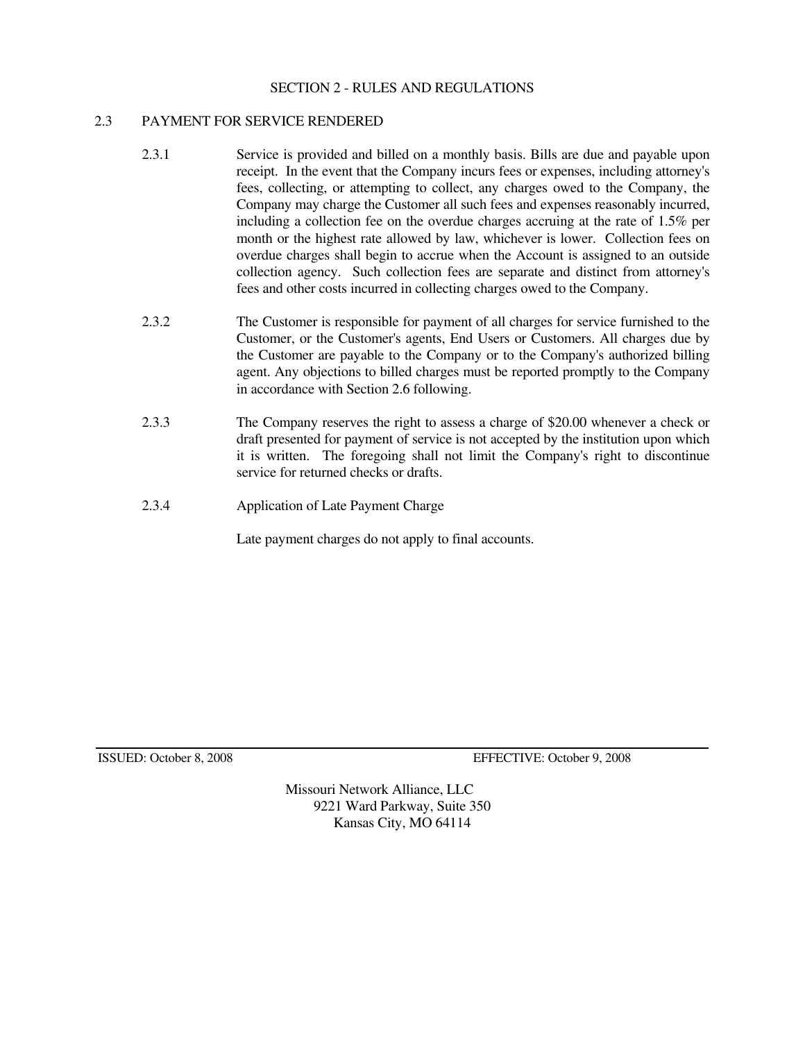SECTION 2 - RULES AND REGULATIONS

## 2.3 PAYMENT FOR SERVICE RENDERED

2.3.1 Service is provided and billed on a monthly basis. Bills are due and payable upon receipt. In the event that the Company incurs fees or expenses, including attorney's fees, collecting, or attempting to collect, any charges owed to the Company, the Company may charge the Customer all such fees and expenses reasonably incurred, including a collection fee on the overdue charges accruing at the rate of 1.5% per month or the highest rate allowed by law, whichever is lower. Collection fees on overdue charges shall begin to accrue when the Account is assigned to an outside collection agency. Such collection fees are separate and distinct from attorney's fees and other costs incurred in collecting charges owed to the Company.

2.3.2 The Customer is responsible for payment of all charges for service furnished to the Customer, or the Customer's agents, End Users or Customers. All charges due by the Customer are payable to the Company or to the Company's authorized billing agent. Any objections to billed charges must be reported promptly to the Company in accordance with Section 2.6 following.

2.3.3 The Company reserves the right to assess a charge of $20.00 whenever a check or draft presented for payment of service is not accepted by the institution upon which it is written. The foregoing shall not limit the Company's right to discontinue service for returned checks or drafts.

2.3.4 Application of Late Payment Charge

Late payment charges do not apply to final accounts.

ISSUED: October 8, 2008 EFFECTIVE: October 9, 2008

Missouri Network Alliance, LLC
9221 Ward Parkway, Suite 350
Kansas City, MO 64114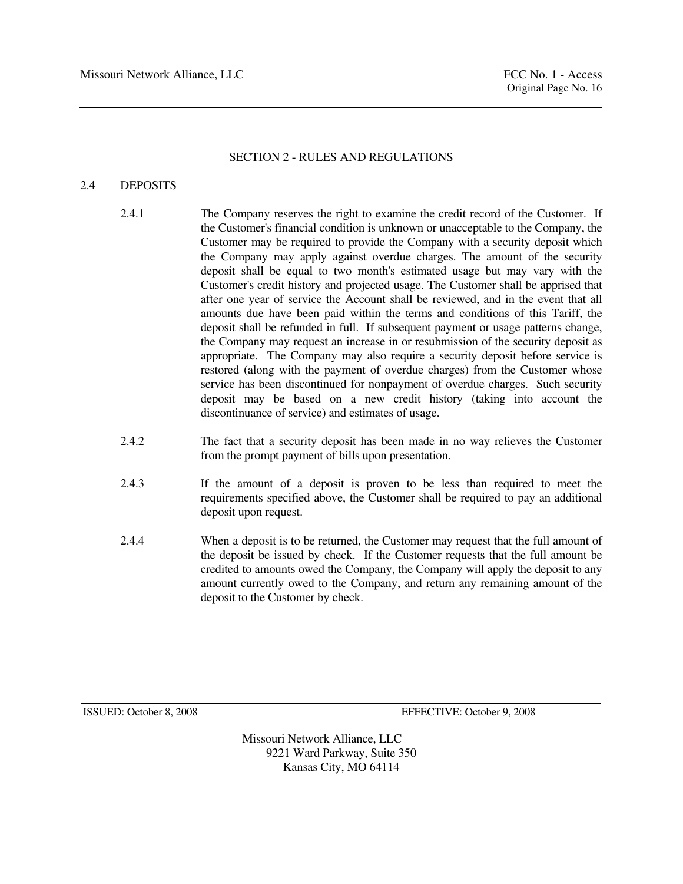## SECTION 2 - RULES AND REGULATIONS

### 2.4 DEPOSITS

2.4.1 The Company reserves the right to examine the credit record of the Customer. If the Customer's financial condition is unknown or unacceptable to the Company, the Customer may be required to provide the Company with a security deposit which the Company may apply against overdue charges. The amount of the security deposit shall be equal to two month's estimated usage but may vary with the Customer's credit history and projected usage. The Customer shall be apprised that after one year of service the Account shall be reviewed, and in the event that all amounts due have been paid within the terms and conditions of this Tariff, the deposit shall be refunded in full. If subsequent payment or usage patterns change, the Company may request an increase in or resubmission of the security deposit as appropriate. The Company may also require a security deposit before service is restored (along with the payment of overdue charges) from the Customer whose service has been discontinued for nonpayment of overdue charges. Such security deposit may be based on a new credit history (taking into account the discontinuance of service) and estimates of usage.

2.4.2 The fact that a security deposit has been made in no way relieves the Customer from the prompt payment of bills upon presentation.

2.4.3 If the amount of a deposit is proven to be less than required to meet the requirements specified above, the Customer shall be required to pay an additional deposit upon request.

2.4.4 When a deposit is to be returned, the Customer may request that the full amount of the deposit be issued by check. If the Customer requests that the full amount be credited to amounts owed the Company, the Company will apply the deposit to any amount currently owed to the Company, and return any remaining amount of the deposit to the Customer by check.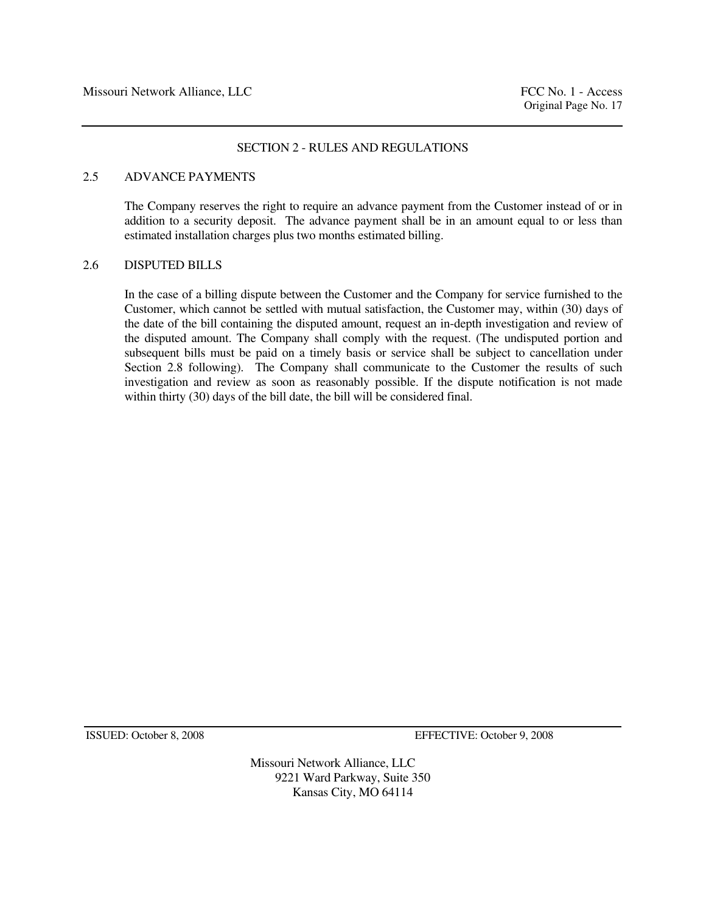## SECTION 2 - RULES AND REGULATIONS

### 2.5 ADVANCE PAYMENTS

The Company reserves the right to require an advance payment from the Customer instead of or in addition to a security deposit. The advance payment shall be in an amount equal to or less than estimated installation charges plus two months estimated billing.

### 2.6 DISPUTED BILLS

In the case of a billing dispute between the Customer and the Company for service furnished to the Customer, which cannot be settled with mutual satisfaction, the Customer may, within (30) days of the date of the bill containing the disputed amount, request an in-depth investigation and review of the disputed amount. The Company shall comply with the request. (The undisputed portion and subsequent bills must be paid on a timely basis or service shall be subject to cancellation under Section 2.8 following). The Company shall communicate to the Customer the results of such investigation and review as soon as reasonably possible. If the dispute notification is not made within thirty (30) days of the bill date, the bill will be considered final.

ISSUED: October 8, 2008 EFFECTIVE: October 9, 2008

Missouri Network Alliance, LLC
9221 Ward Parkway, Suite 350
Kansas City, MO 64114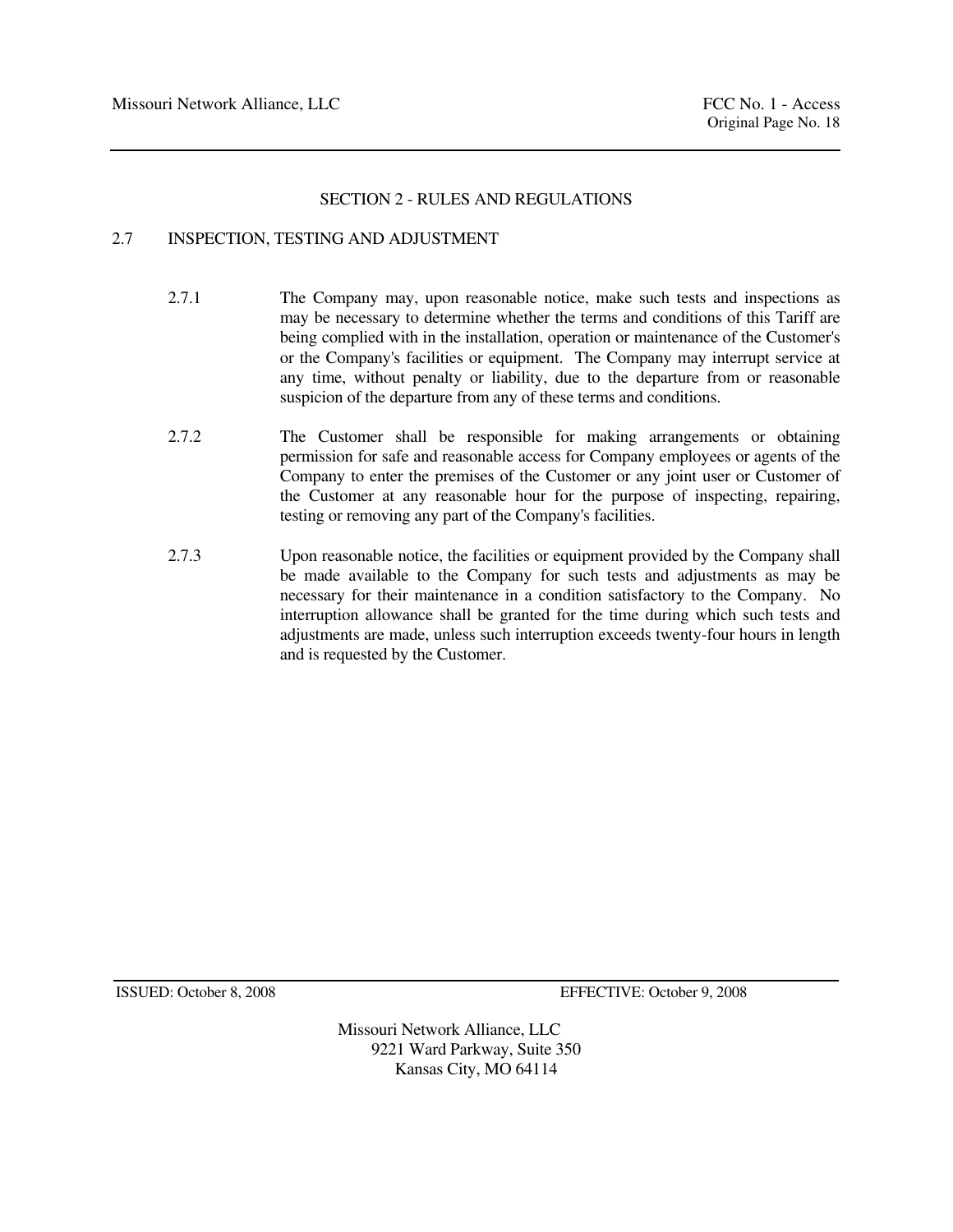## SECTION 2 - RULES AND REGULATIONS

### 2.7 INSPECTION, TESTING AND ADJUSTMENT

2.7.1 The Company may, upon reasonable notice, make such tests and inspections as may be necessary to determine whether the terms and conditions of this Tariff are being complied with in the installation, operation or maintenance of the Customer's or the Company's facilities or equipment. The Company may interrupt service at any time, without penalty or liability, due to the departure from or reasonable suspicion of the departure from any of these terms and conditions.

2.7.2 The Customer shall be responsible for making arrangements or obtaining permission for safe and reasonable access for Company employees or agents of the Company to enter the premises of the Customer or any joint user or Customer of the Customer at any reasonable hour for the purpose of inspecting, repairing, testing or removing any part of the Company's facilities.

2.7.3 Upon reasonable notice, the facilities or equipment provided by the Company shall be made available to the Company for such tests and adjustments as may be necessary for their maintenance in a condition satisfactory to the Company. No interruption allowance shall be granted for the time during which such tests and adjustments are made, unless such interruption exceeds twenty-four hours in length and is requested by the Customer.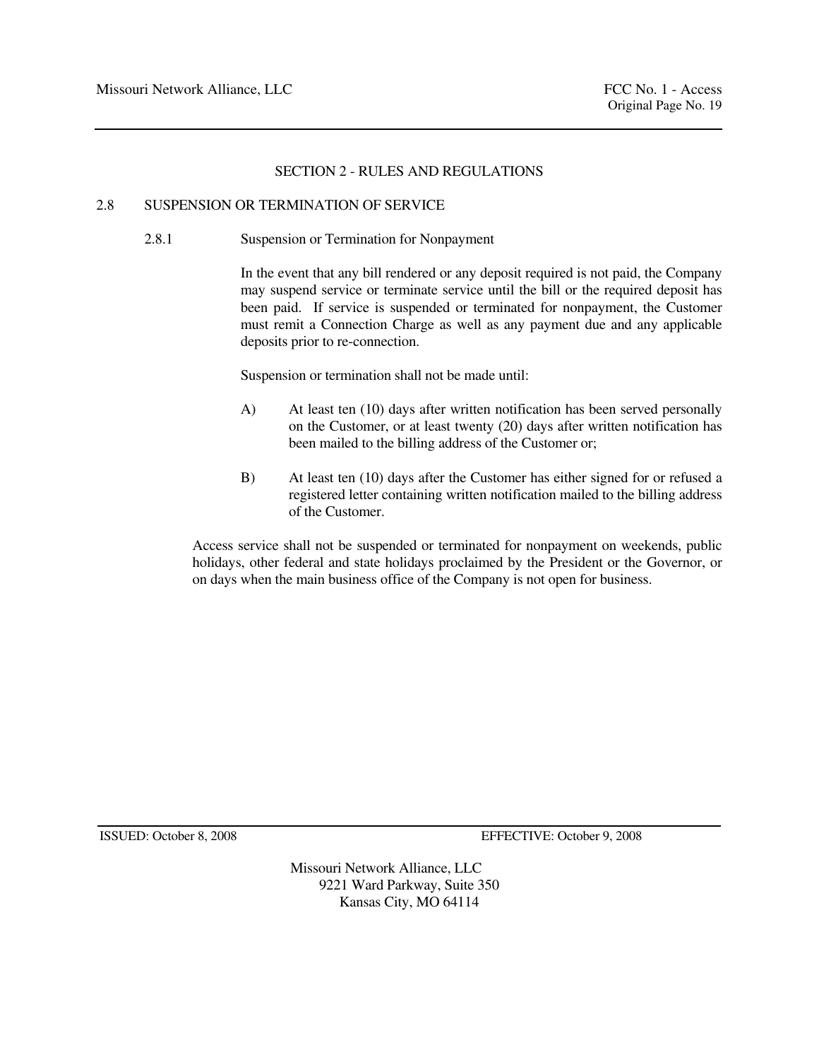## SECTION 2 - RULES AND REGULATIONS

### 2.8 SUSPENSION OR TERMINATION OF SERVICE

#### 2.8.1 Suspension or Termination for Nonpayment

In the event that any bill rendered or any deposit required is not paid, the Company may suspend service or terminate service until the bill or the required deposit has been paid. If service is suspended or terminated for nonpayment, the Customer must remit a Connection Charge as well as any payment due and any applicable deposits prior to re-connection.

Suspension or termination shall not be made until:

A) At least ten (10) days after written notification has been served personally on the Customer, or at least twenty (20) days after written notification has been mailed to the billing address of the Customer or;

B) At least ten (10) days after the Customer has either signed for or refused a registered letter containing written notification mailed to the billing address of the Customer.

Access service shall not be suspended or terminated for nonpayment on weekends, public holidays, other federal and state holidays proclaimed by the President or the Governor, or on days when the main business office of the Company is not open for business.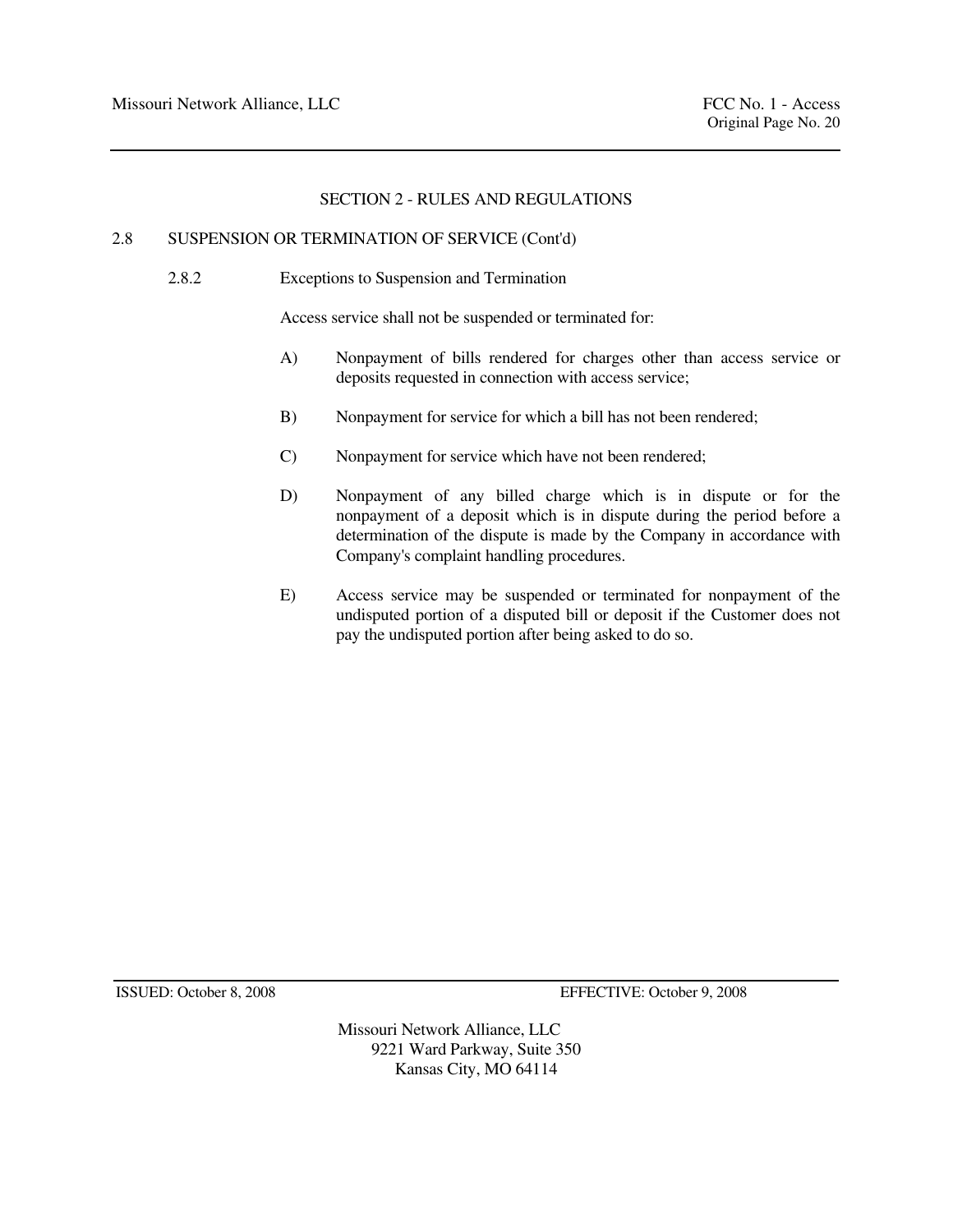## SECTION 2 - RULES AND REGULATIONS

### 2.8 SUSPENSION OR TERMINATION OF SERVICE (Cont'd)

#### 2.8.2 Exceptions to Suspension and Termination

Access service shall not be suspended or terminated for:

A) Nonpayment of bills rendered for charges other than access service or deposits requested in connection with access service;

B) Nonpayment for service for which a bill has not been rendered;

C) Nonpayment for service which have not been rendered;

D) Nonpayment of any billed charge which is in dispute or for the nonpayment of a deposit which is in dispute during the period before a determination of the dispute is made by the Company in accordance with Company's complaint handling procedures.

E) Access service may be suspended or terminated for nonpayment of the undisputed portion of a disputed bill or deposit if the Customer does not pay the undisputed portion after being asked to do so.

ISSUED: October 8, 2008 EFFECTIVE: October 9, 2008

Missouri Network Alliance, LLC
9221 Ward Parkway, Suite 350
Kansas City, MO 64114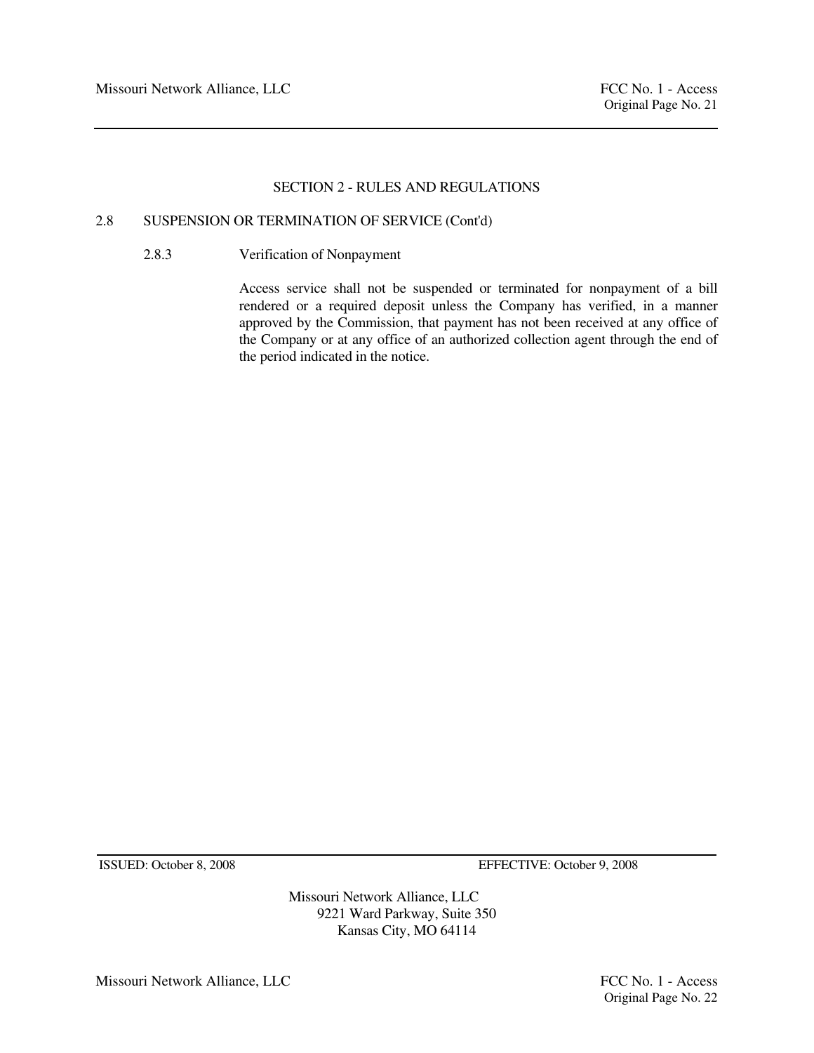## SECTION 2 - RULES AND REGULATIONS

### 2.8 SUSPENSION OR TERMINATION OF SERVICE (Cont'd)

#### 2.8.3 Verification of Nonpayment

Access service shall not be suspended or terminated for nonpayment of a bill rendered or a required deposit unless the Company has verified, in a manner approved by the Commission, that payment has not been received at any office of the Company or at any office of an authorized collection agent through the end of the period indicated in the notice.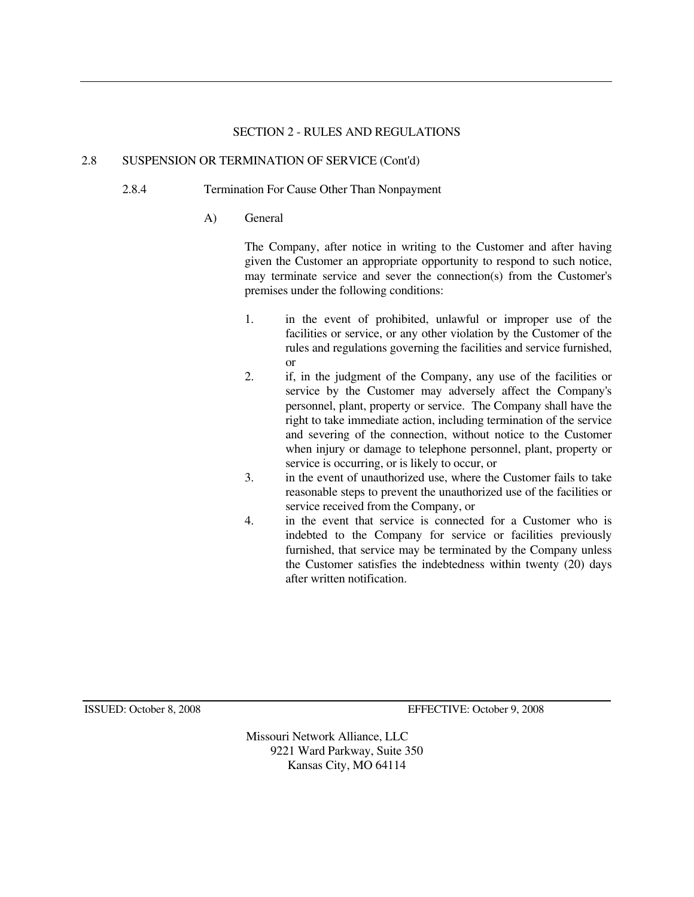## SECTION 2 - RULES AND REGULATIONS

### 2.8 SUSPENSION OR TERMINATION OF SERVICE (Cont'd)

#### 2.8.4 Termination For Cause Other Than Nonpayment

A) General

The Company, after notice in writing to the Customer and after having given the Customer an appropriate opportunity to respond to such notice, may terminate service and sever the connection(s) from the Customer's premises under the following conditions:

1. in the event of prohibited, unlawful or improper use of the facilities or service, or any other violation by the Customer of the rules and regulations governing the facilities and service furnished, or
2. if, in the judgment of the Company, any use of the facilities or service by the Customer may adversely affect the Company's personnel, plant, property or service. The Company shall have the right to take immediate action, including termination of the service and severing of the connection, without notice to the Customer when injury or damage to telephone personnel, plant, property or service is occurring, or is likely to occur, or
3. in the event of unauthorized use, where the Customer fails to take reasonable steps to prevent the unauthorized use of the facilities or service received from the Company, or
4. in the event that service is connected for a Customer who is indebted to the Company for service or facilities previously furnished, that service may be terminated by the Company unless the Customer satisfies the indebtedness within twenty (20) days after written notification.

ISSUED: October 8, 2008 EFFECTIVE: October 9, 2008

Missouri Network Alliance, LLC
9221 Ward Parkway, Suite 350
Kansas City, MO 64114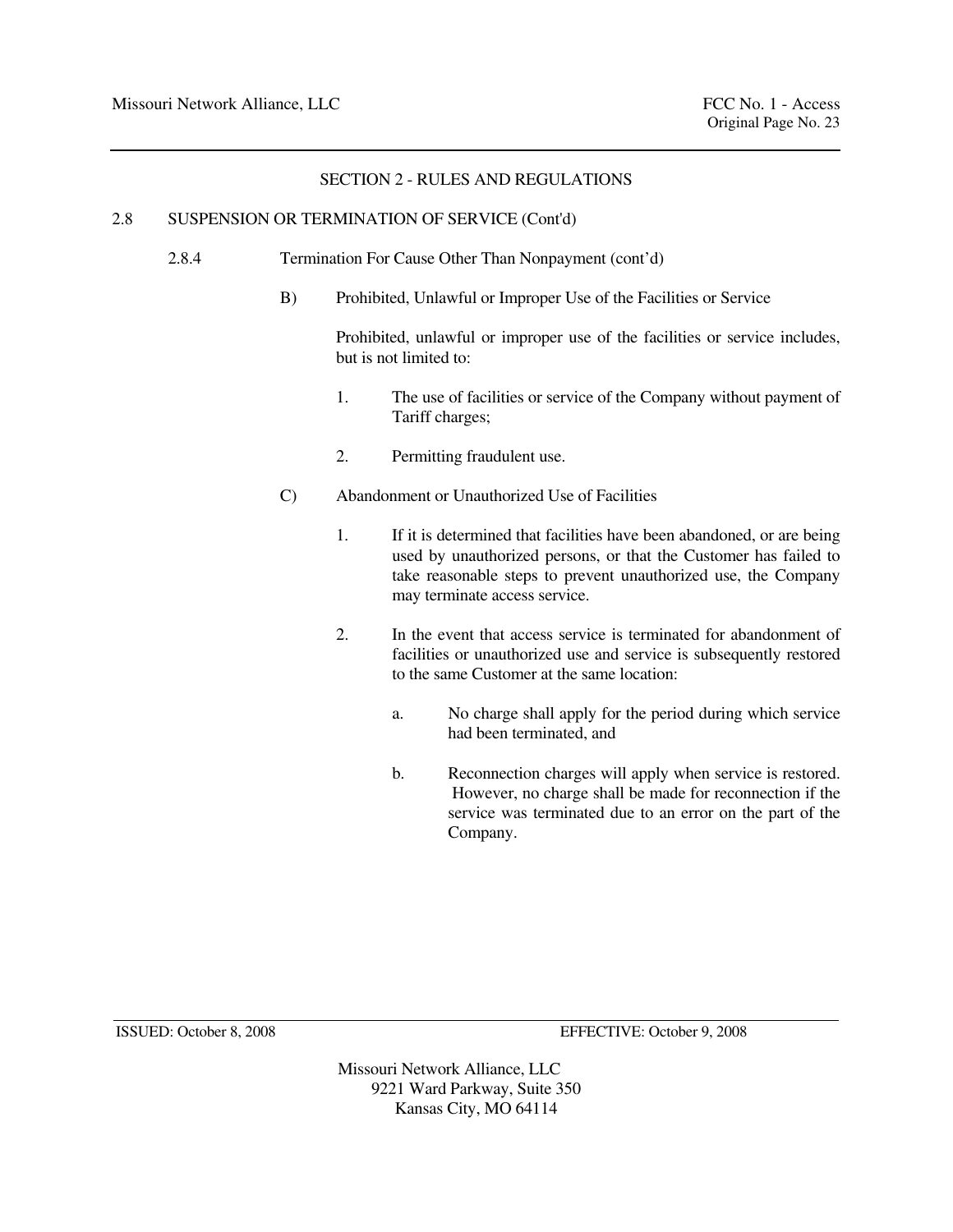## SECTION 2 - RULES AND REGULATIONS

### 2.8 SUSPENSION OR TERMINATION OF SERVICE (Cont'd)

#### 2.8.4 Termination For Cause Other Than Nonpayment (cont'd)

B) Prohibited, Unlawful or Improper Use of the Facilities or Service

Prohibited, unlawful or improper use of the facilities or service includes, but is not limited to:

1. The use of facilities or service of the Company without payment of Tariff charges;
2. Permitting fraudulent use.

C) Abandonment or Unauthorized Use of Facilities

1. If it is determined that facilities have been abandoned, or are being used by unauthorized persons, or that the Customer has failed to take reasonable steps to prevent unauthorized use, the Company may terminate access service.
2. In the event that access service is terminated for abandonment of facilities or unauthorized use and service is subsequently restored to the same Customer at the same location:
   - a. No charge shall apply for the period during which service had been terminated, and
   - b. Reconnection charges will apply when service is restored. However, no charge shall be made for reconnection if the service was terminated due to an error on the part of the Company.

ISSUED: October 8, 2008 EFFECTIVE: October 9, 2008

Missouri Network Alliance, LLC
9221 Ward Parkway, Suite 350
Kansas City, MO 64114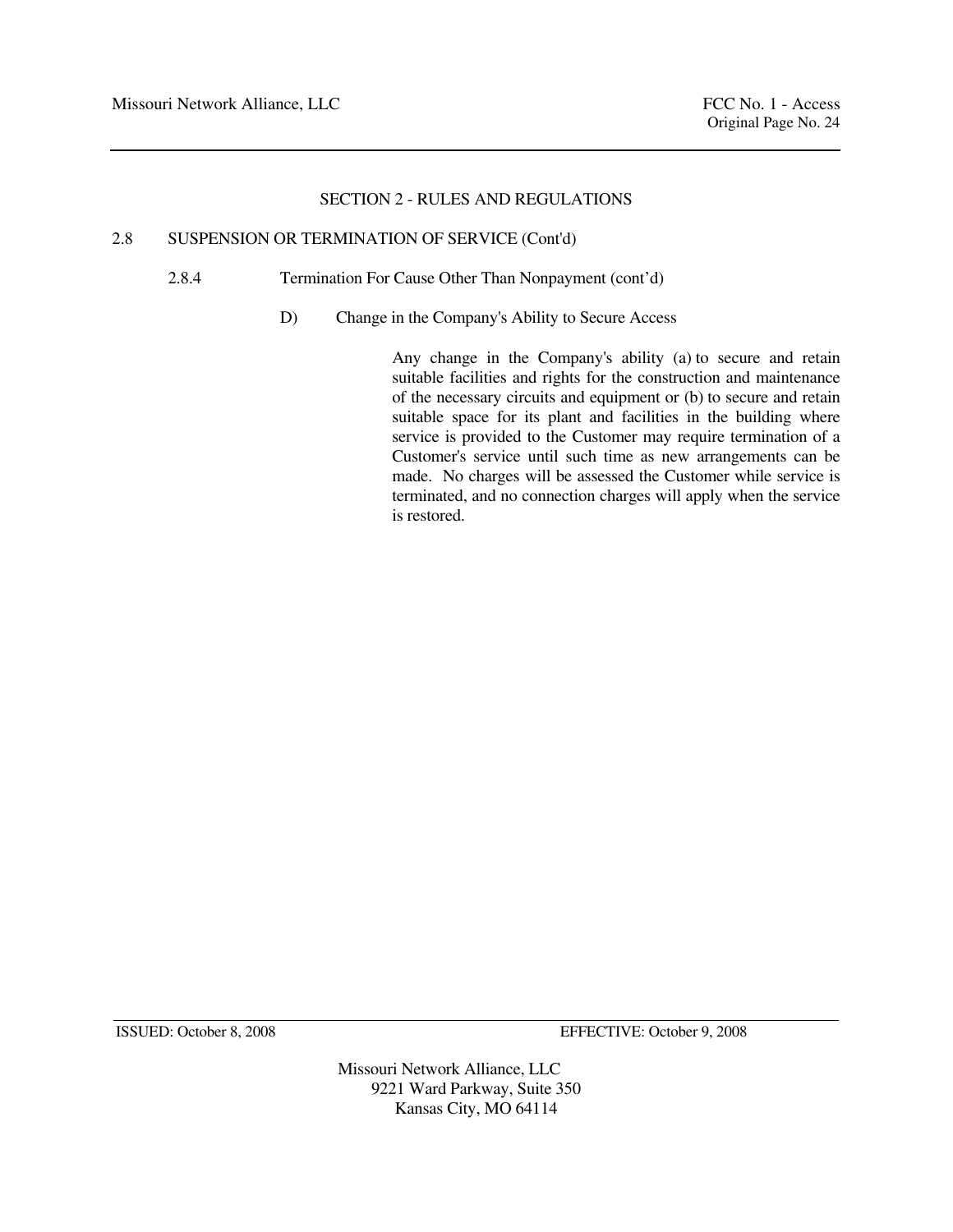## SECTION 2 - RULES AND REGULATIONS

### 2.8 SUSPENSION OR TERMINATION OF SERVICE (Cont'd)

#### 2.8.4 Termination For Cause Other Than Nonpayment (cont'd)

D) Change in the Company's Ability to Secure Access

Any change in the Company's ability (a) to secure and retain suitable facilities and rights for the construction and maintenance of the necessary circuits and equipment or (b) to secure and retain suitable space for its plant and facilities in the building where service is provided to the Customer may require termination of a Customer's service until such time as new arrangements can be made. No charges will be assessed the Customer while service is terminated, and no connection charges will apply when the service is restored.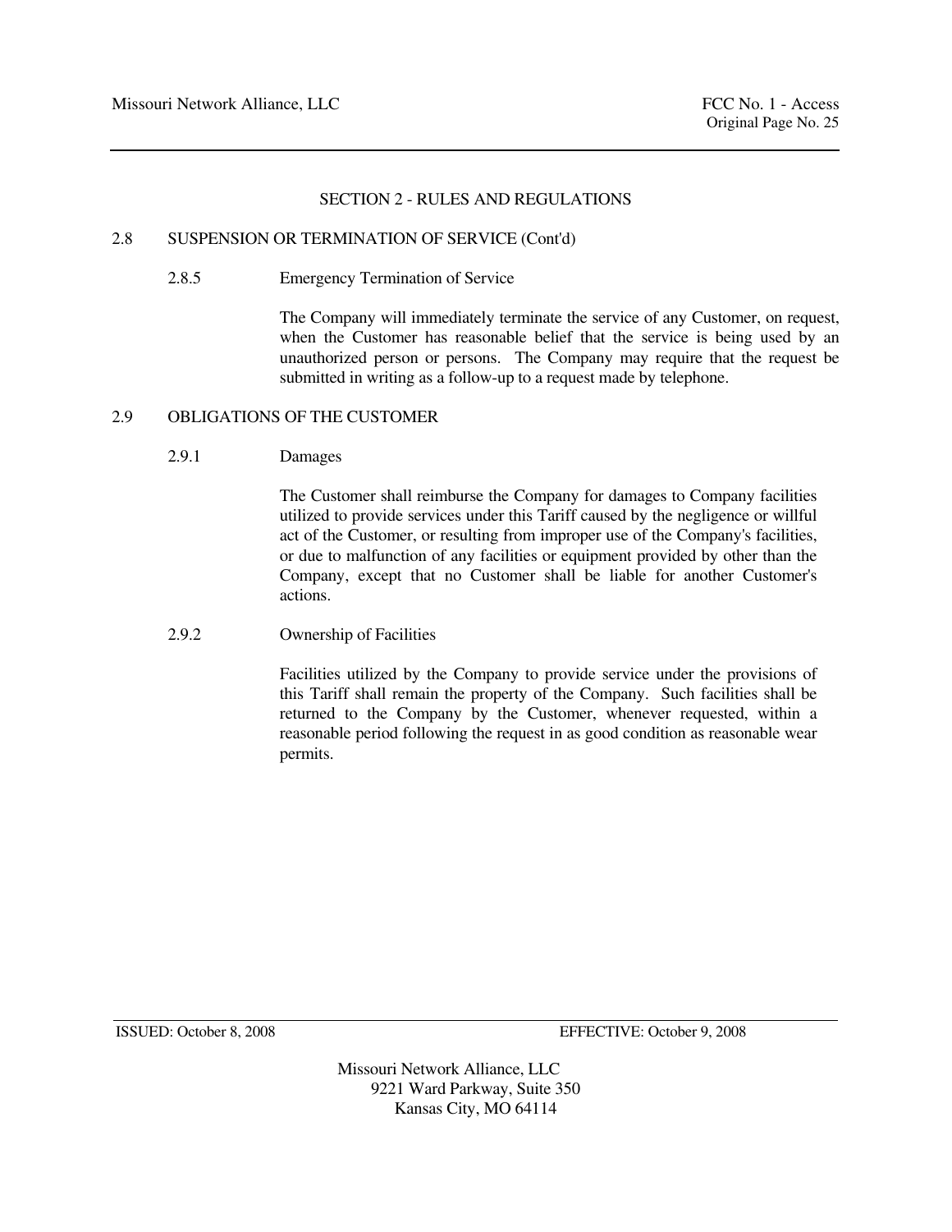## SECTION 2 - RULES AND REGULATIONS

### 2.8 SUSPENSION OR TERMINATION OF SERVICE (Cont'd)

#### 2.8.5 Emergency Termination of Service

The Company will immediately terminate the service of any Customer, on request, when the Customer has reasonable belief that the service is being used by an unauthorized person or persons. The Company may require that the request be submitted in writing as a follow-up to a request made by telephone.

### 2.9 OBLIGATIONS OF THE CUSTOMER

#### 2.9.1 Damages

The Customer shall reimburse the Company for damages to Company facilities utilized to provide services under this Tariff caused by the negligence or willful act of the Customer, or resulting from improper use of the Company's facilities, or due to malfunction of any facilities or equipment provided by other than the Company, except that no Customer shall be liable for another Customer's actions.

#### 2.9.2 Ownership of Facilities

Facilities utilized by the Company to provide service under the provisions of this Tariff shall remain the property of the Company. Such facilities shall be returned to the Company by the Customer, whenever requested, within a reasonable period following the request in as good condition as reasonable wear permits.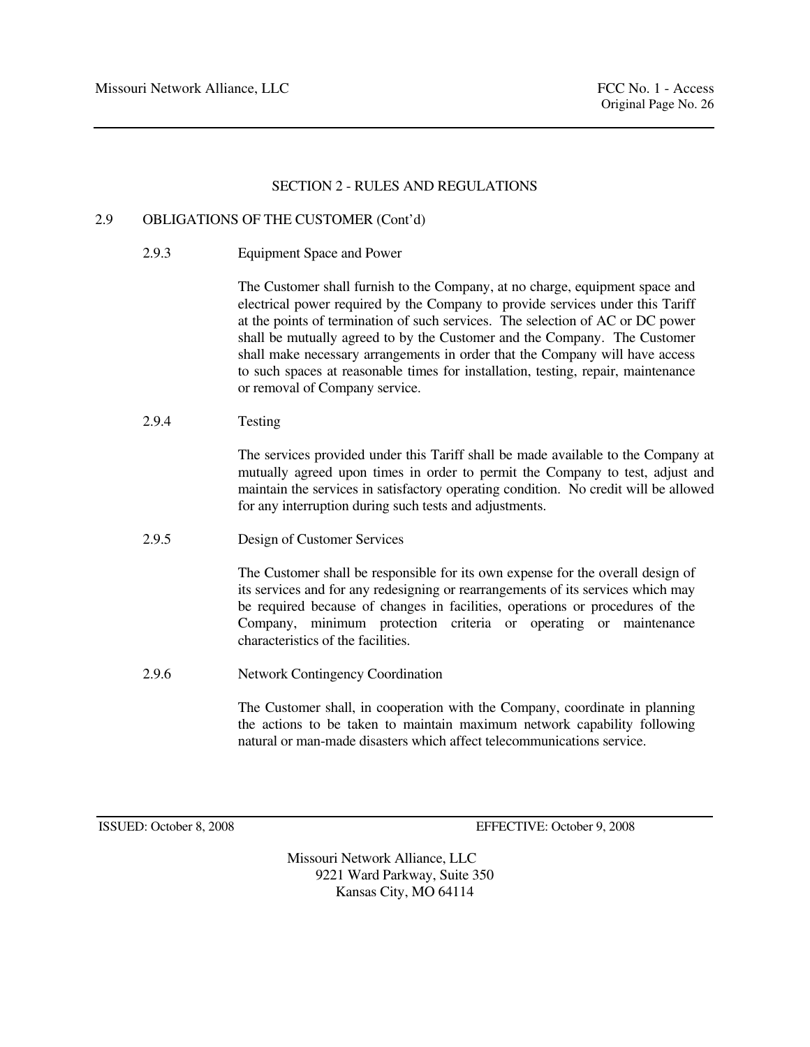## SECTION 2 - RULES AND REGULATIONS

### 2.9 OBLIGATIONS OF THE CUSTOMER (Cont'd)

#### 2.9.3 Equipment Space and Power

The Customer shall furnish to the Company, at no charge, equipment space and electrical power required by the Company to provide services under this Tariff at the points of termination of such services. The selection of AC or DC power shall be mutually agreed to by the Customer and the Company. The Customer shall make necessary arrangements in order that the Company will have access to such spaces at reasonable times for installation, testing, repair, maintenance or removal of Company service.

#### 2.9.4 Testing

The services provided under this Tariff shall be made available to the Company at mutually agreed upon times in order to permit the Company to test, adjust and maintain the services in satisfactory operating condition. No credit will be allowed for any interruption during such tests and adjustments.

#### 2.9.5 Design of Customer Services

The Customer shall be responsible for its own expense for the overall design of its services and for any redesigning or rearrangements of its services which may be required because of changes in facilities, operations or procedures of the Company, minimum protection criteria or operating or maintenance characteristics of the facilities.

#### 2.9.6 Network Contingency Coordination

The Customer shall, in cooperation with the Company, coordinate in planning the actions to be taken to maintain maximum network capability following natural or man-made disasters which affect telecommunications service.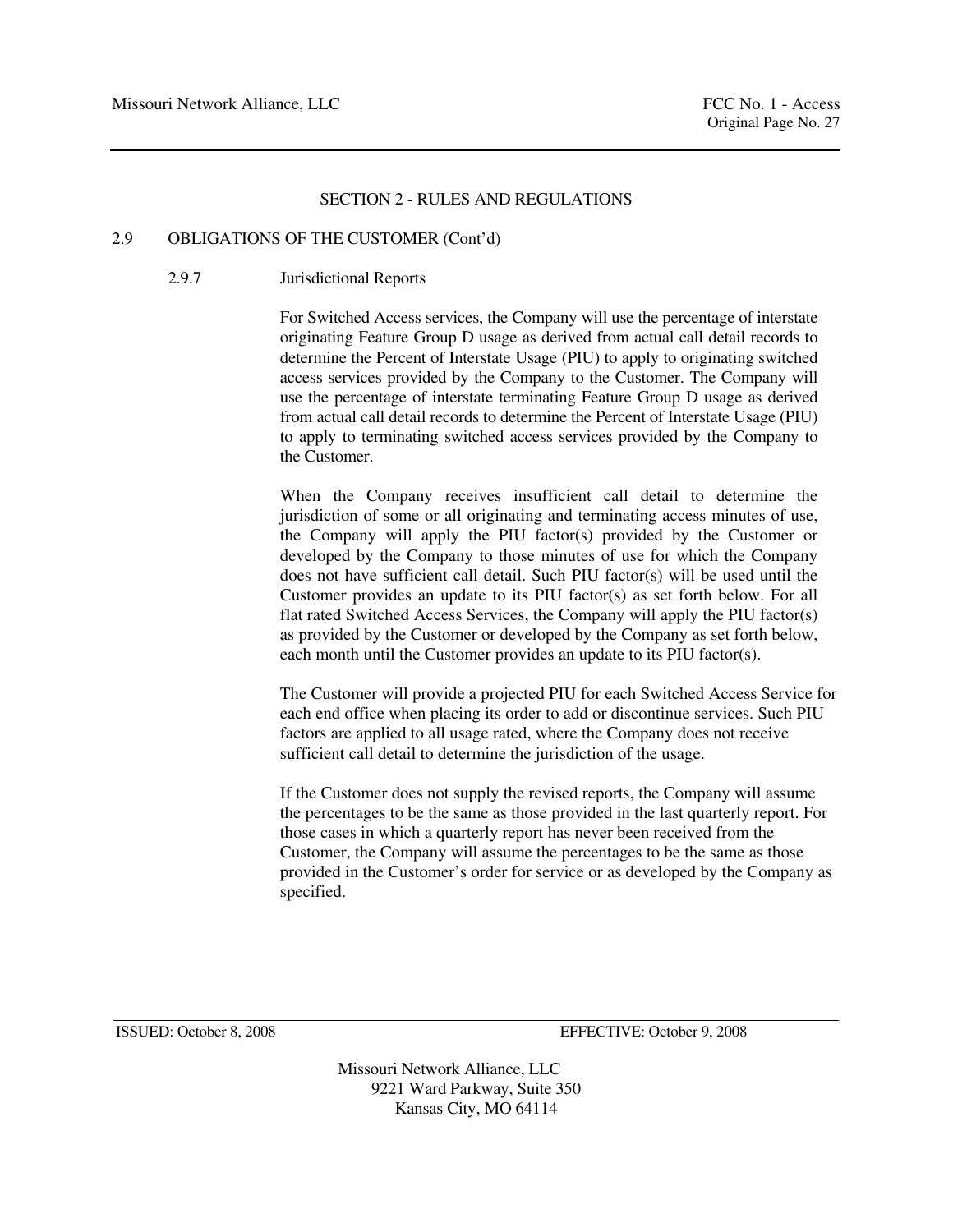## SECTION 2 - RULES AND REGULATIONS

### 2.9 OBLIGATIONS OF THE CUSTOMER (Cont'd)

#### 2.9.7 Jurisdictional Reports

For Switched Access services, the Company will use the percentage of interstate originating Feature Group D usage as derived from actual call detail records to determine the Percent of Interstate Usage (PIU) to apply to originating switched access services provided by the Company to the Customer. The Company will use the percentage of interstate terminating Feature Group D usage as derived from actual call detail records to determine the Percent of Interstate Usage (PIU) to apply to terminating switched access services provided by the Company to the Customer.

When the Company receives insufficient call detail to determine the jurisdiction of some or all originating and terminating access minutes of use, the Company will apply the PIU factor(s) provided by the Customer or developed by the Company to those minutes of use for which the Company does not have sufficient call detail. Such PIU factor(s) will be used until the Customer provides an update to its PIU factor(s) as set forth below. For all flat rated Switched Access Services, the Company will apply the PIU factor(s) as provided by the Customer or developed by the Company as set forth below, each month until the Customer provides an update to its PIU factor(s).

The Customer will provide a projected PIU for each Switched Access Service for each end office when placing its order to add or discontinue services. Such PIU factors are applied to all usage rated, where the Company does not receive sufficient call detail to determine the jurisdiction of the usage.

If the Customer does not supply the revised reports, the Company will assume the percentages to be the same as those provided in the last quarterly report. For those cases in which a quarterly report has never been received from the Customer, the Company will assume the percentages to be the same as those provided in the Customer's order for service or as developed by the Company as specified.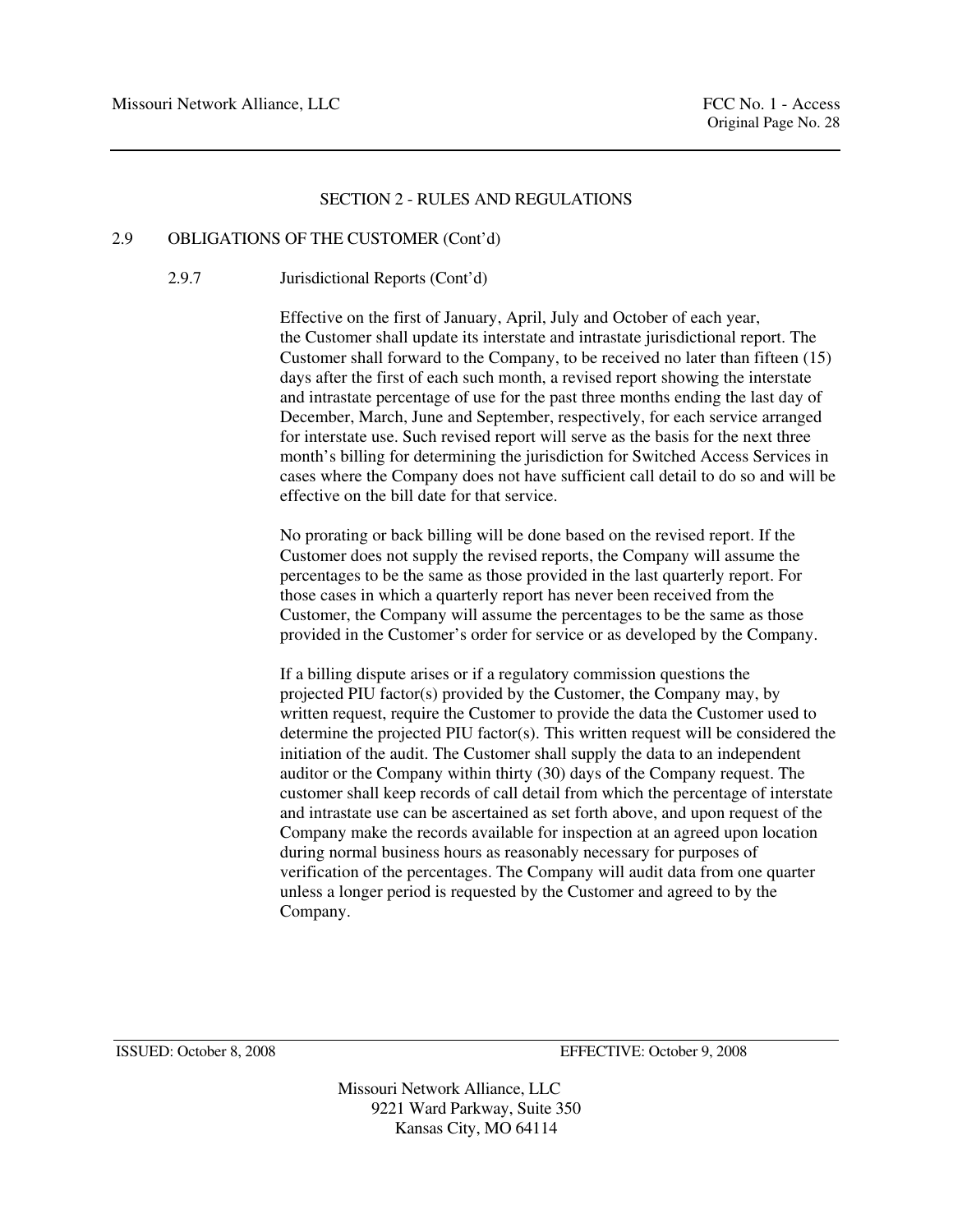## SECTION 2 - RULES AND REGULATIONS

### 2.9 OBLIGATIONS OF THE CUSTOMER (Cont'd)

#### 2.9.7 Jurisdictional Reports (Cont'd)

Effective on the first of January, April, July and October of each year, the Customer shall update its interstate and intrastate jurisdictional report. The Customer shall forward to the Company, to be received no later than fifteen (15) days after the first of each such month, a revised report showing the interstate and intrastate percentage of use for the past three months ending the last day of December, March, June and September, respectively, for each service arranged for interstate use. Such revised report will serve as the basis for the next three month's billing for determining the jurisdiction for Switched Access Services in cases where the Company does not have sufficient call detail to do so and will be effective on the bill date for that service.

No prorating or back billing will be done based on the revised report. If the Customer does not supply the revised reports, the Company will assume the percentages to be the same as those provided in the last quarterly report. For those cases in which a quarterly report has never been received from the Customer, the Company will assume the percentages to be the same as those provided in the Customer's order for service or as developed by the Company.

If a billing dispute arises or if a regulatory commission questions the projected PIU factor(s) provided by the Customer, the Company may, by written request, require the Customer to provide the data the Customer used to determine the projected PIU factor(s). This written request will be considered the initiation of the audit. The Customer shall supply the data to an independent auditor or the Company within thirty (30) days of the Company request. The customer shall keep records of call detail from which the percentage of interstate and intrastate use can be ascertained as set forth above, and upon request of the Company make the records available for inspection at an agreed upon location during normal business hours as reasonably necessary for purposes of verification of the percentages. The Company will audit data from one quarter unless a longer period is requested by the Customer and agreed to by the Company.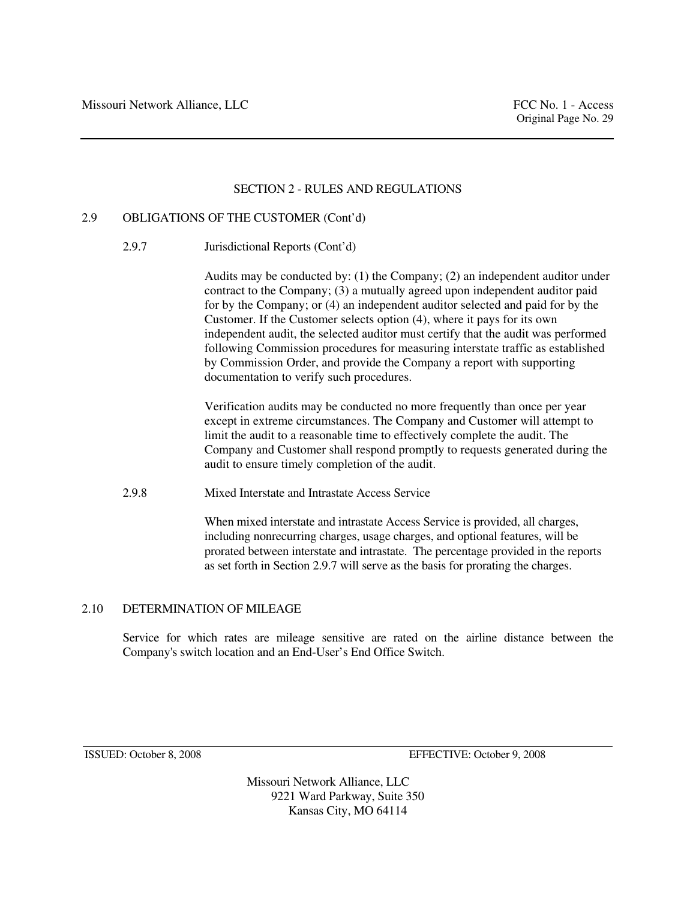## SECTION 2 - RULES AND REGULATIONS

### 2.9 OBLIGATIONS OF THE CUSTOMER (Cont'd)

#### 2.9.7 Jurisdictional Reports (Cont'd)

Audits may be conducted by: (1) the Company; (2) an independent auditor under contract to the Company; (3) a mutually agreed upon independent auditor paid for by the Company; or (4) an independent auditor selected and paid for by the Customer. If the Customer selects option (4), where it pays for its own independent audit, the selected auditor must certify that the audit was performed following Commission procedures for measuring interstate traffic as established by Commission Order, and provide the Company a report with supporting documentation to verify such procedures.

Verification audits may be conducted no more frequently than once per year except in extreme circumstances. The Company and Customer will attempt to limit the audit to a reasonable time to effectively complete the audit. The Company and Customer shall respond promptly to requests generated during the audit to ensure timely completion of the audit.

#### 2.9.8 Mixed Interstate and Intrastate Access Service

When mixed interstate and intrastate Access Service is provided, all charges, including nonrecurring charges, usage charges, and optional features, will be prorated between interstate and intrastate. The percentage provided in the reports as set forth in Section 2.9.7 will serve as the basis for prorating the charges.

### 2.10 DETERMINATION OF MILEAGE

Service for which rates are mileage sensitive are rated on the airline distance between the Company's switch location and an End-User's End Office Switch.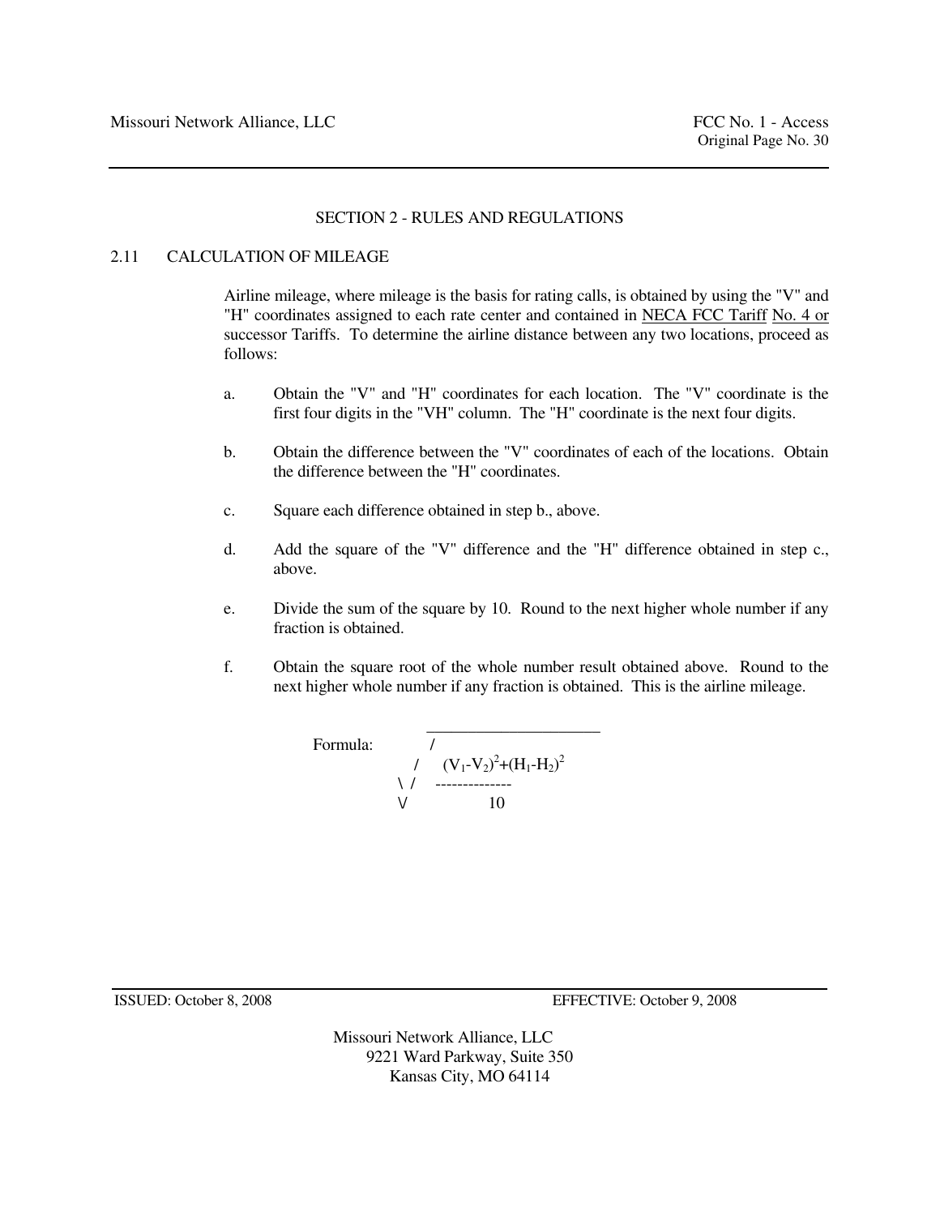## SECTION 2 - RULES AND REGULATIONS

### 2.11 CALCULATION OF MILEAGE

Airline mileage, where mileage is the basis for rating calls, is obtained by using the "V" and "H" coordinates assigned to each rate center and contained in NECA FCC Tariff No. 4 or successor Tariffs. To determine the airline distance between any two locations, proceed as follows:

a. Obtain the "V" and "H" coordinates for each location. The "V" coordinate is the first four digits in the "VH" column. The "H" coordinate is the next four digits.

b. Obtain the difference between the "V" coordinates of each of the locations. Obtain the difference between the "H" coordinates.

c. Square each difference obtained in step b., above.

d. Add the square of the "V" difference and the "H" difference obtained in step c., above.

e. Divide the sum of the square by 10. Round to the next higher whole number if any fraction is obtained.

f. Obtain the square root of the whole number result obtained above. Round to the next higher whole number if any fraction is obtained. This is the airline mileage.

Formula:

$$\sqrt{\frac{(V_1-V_2)^2+(H_1-H_2)^2}{10}}$$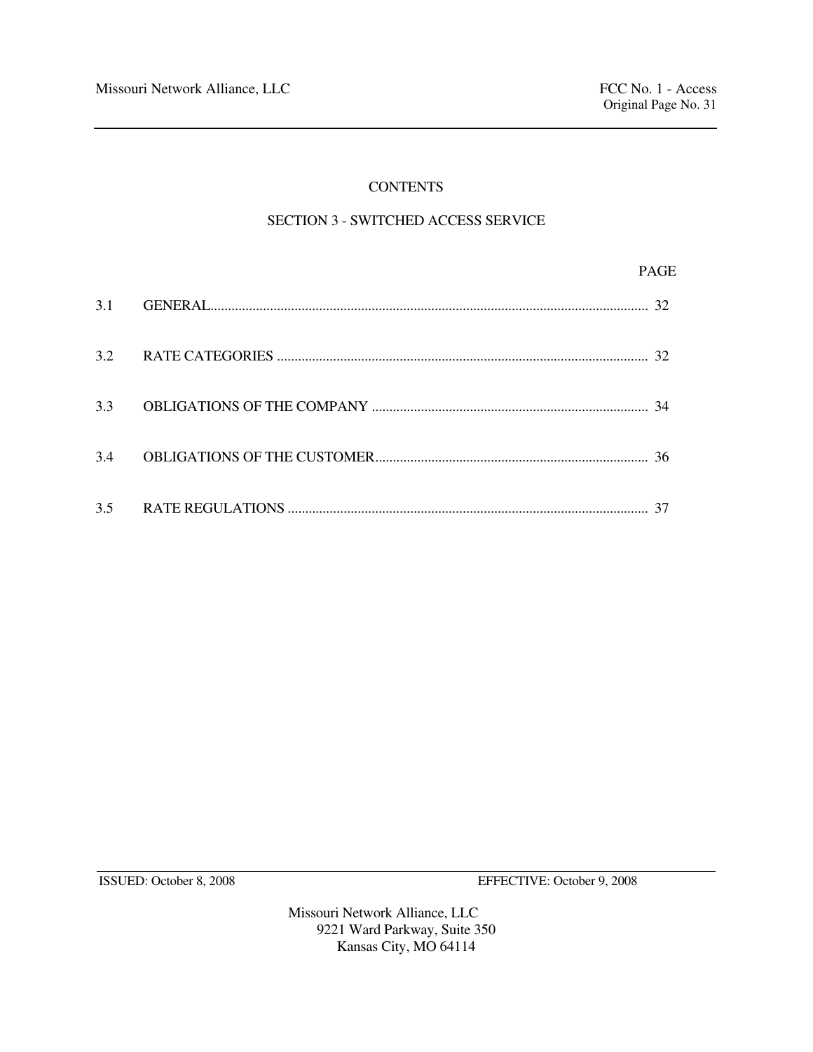# CONTENTS

## SECTION 3 - SWITCHED ACCESS SERVICE

| | | PAGE |
|---|---|---|
| 3.1 | GENERAL | 32 |
| 3.2 | RATE CATEGORIES | 32 |
| 3.3 | OBLIGATIONS OF THE COMPANY | 34 |
| 3.4 | OBLIGATIONS OF THE CUSTOMER | 36 |
| 3.5 | RATE REGULATIONS | 37 |

ISSUED: October 8, 2008 EFFECTIVE: October 9, 2008

Missouri Network Alliance, LLC
9221 Ward Parkway, Suite 350
Kansas City, MO 64114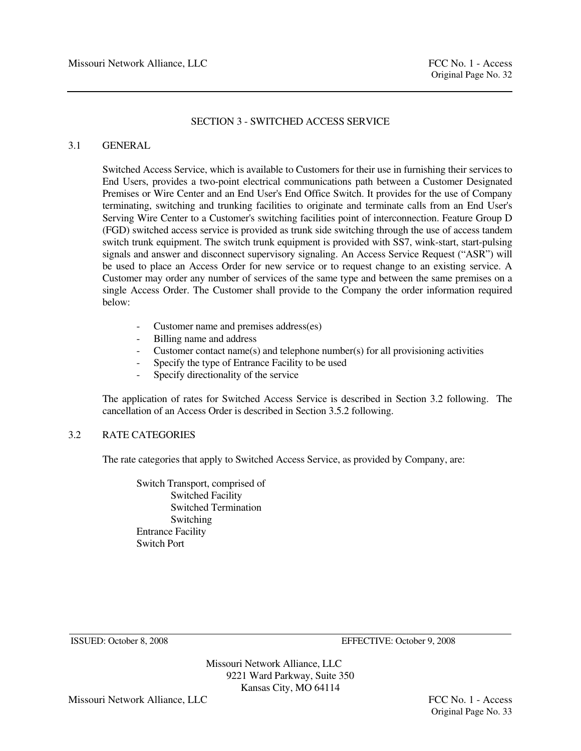## SECTION 3 - SWITCHED ACCESS SERVICE

### 3.1 GENERAL

Switched Access Service, which is available to Customers for their use in furnishing their services to End Users, provides a two-point electrical communications path between a Customer Designated Premises or Wire Center and an End User's End Office Switch. It provides for the use of Company terminating, switching and trunking facilities to originate and terminate calls from an End User's Serving Wire Center to a Customer's switching facilities point of interconnection. Feature Group D (FGD) switched access service is provided as trunk side switching through the use of access tandem switch trunk equipment. The switch trunk equipment is provided with SS7, wink-start, start-pulsing signals and answer and disconnect supervisory signaling. An Access Service Request ("ASR") will be used to place an Access Order for new service or to request change to an existing service. A Customer may order any number of services of the same type and between the same premises on a single Access Order. The Customer shall provide to the Company the order information required below:

- Customer name and premises address(es)
- Billing name and address
- Customer contact name(s) and telephone number(s) for all provisioning activities
- Specify the type of Entrance Facility to be used
- Specify directionality of the service

The application of rates for Switched Access Service is described in Section 3.2 following. The cancellation of an Access Order is described in Section 3.5.2 following.

### 3.2 RATE CATEGORIES

The rate categories that apply to Switched Access Service, as provided by Company, are:

Switch Transport, comprised of
- Switched Facility
- Switched Termination
- Switching

Entrance Facility

Switch Port

ISSUED: October 8, 2008 EFFECTIVE: October 9, 2008

Missouri Network Alliance, LLC
9221 Ward Parkway, Suite 350
Kansas City, MO 64114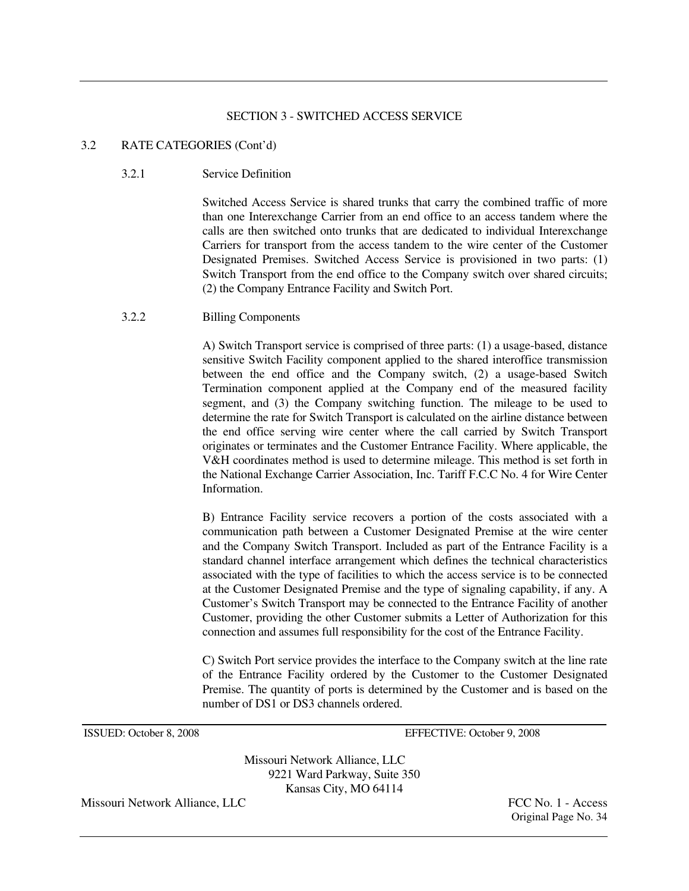## SECTION 3 - SWITCHED ACCESS SERVICE

### 3.2 RATE CATEGORIES (Cont'd)

#### 3.2.1 Service Definition

Switched Access Service is shared trunks that carry the combined traffic of more than one Interexchange Carrier from an end office to an access tandem where the calls are then switched onto trunks that are dedicated to individual Interexchange Carriers for transport from the access tandem to the wire center of the Customer Designated Premises. Switched Access Service is provisioned in two parts: (1) Switch Transport from the end office to the Company switch over shared circuits; (2) the Company Entrance Facility and Switch Port.

#### 3.2.2 Billing Components

A) Switch Transport service is comprised of three parts: (1) a usage-based, distance sensitive Switch Facility component applied to the shared interoffice transmission between the end office and the Company switch, (2) a usage-based Switch Termination component applied at the Company end of the measured facility segment, and (3) the Company switching function. The mileage to be used to determine the rate for Switch Transport is calculated on the airline distance between the end office serving wire center where the call carried by Switch Transport originates or terminates and the Customer Entrance Facility. Where applicable, the V&H coordinates method is used to determine mileage. This method is set forth in the National Exchange Carrier Association, Inc. Tariff F.C.C No. 4 for Wire Center Information.

B) Entrance Facility service recovers a portion of the costs associated with a communication path between a Customer Designated Premise at the wire center and the Company Switch Transport. Included as part of the Entrance Facility is a standard channel interface arrangement which defines the technical characteristics associated with the type of facilities to which the access service is to be connected at the Customer Designated Premise and the type of signaling capability, if any. A Customer's Switch Transport may be connected to the Entrance Facility of another Customer, providing the other Customer submits a Letter of Authorization for this connection and assumes full responsibility for the cost of the Entrance Facility.

C) Switch Port service provides the interface to the Company switch at the line rate of the Entrance Facility ordered by the Customer to the Customer Designated Premise. The quantity of ports is determined by the Customer and is based on the number of DS1 or DS3 channels ordered.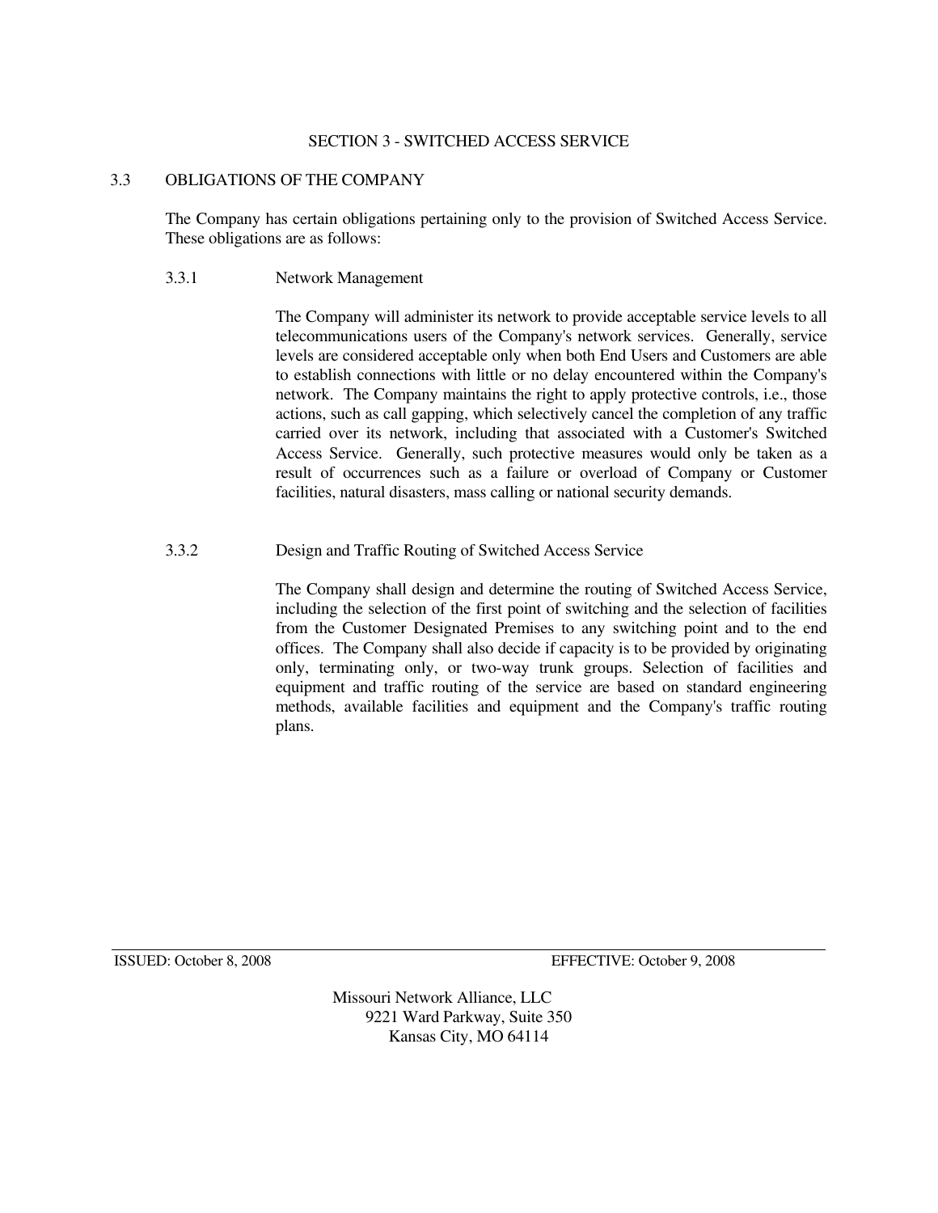## SECTION 3 - SWITCHED ACCESS SERVICE

### 3.3 OBLIGATIONS OF THE COMPANY

The Company has certain obligations pertaining only to the provision of Switched Access Service. These obligations are as follows:

#### 3.3.1 Network Management

The Company will administer its network to provide acceptable service levels to all telecommunications users of the Company's network services. Generally, service levels are considered acceptable only when both End Users and Customers are able to establish connections with little or no delay encountered within the Company's network. The Company maintains the right to apply protective controls, i.e., those actions, such as call gapping, which selectively cancel the completion of any traffic carried over its network, including that associated with a Customer's Switched Access Service. Generally, such protective measures would only be taken as a result of occurrences such as a failure or overload of Company or Customer facilities, natural disasters, mass calling or national security demands.

#### 3.3.2 Design and Traffic Routing of Switched Access Service

The Company shall design and determine the routing of Switched Access Service, including the selection of the first point of switching and the selection of facilities from the Customer Designated Premises to any switching point and to the end offices. The Company shall also decide if capacity is to be provided by originating only, terminating only, or two-way trunk groups. Selection of facilities and equipment and traffic routing of the service are based on standard engineering methods, available facilities and equipment and the Company's traffic routing plans.

ISSUED: October 8, 2008 EFFECTIVE: October 9, 2008

Missouri Network Alliance, LLC
9221 Ward Parkway, Suite 350
Kansas City, MO 64114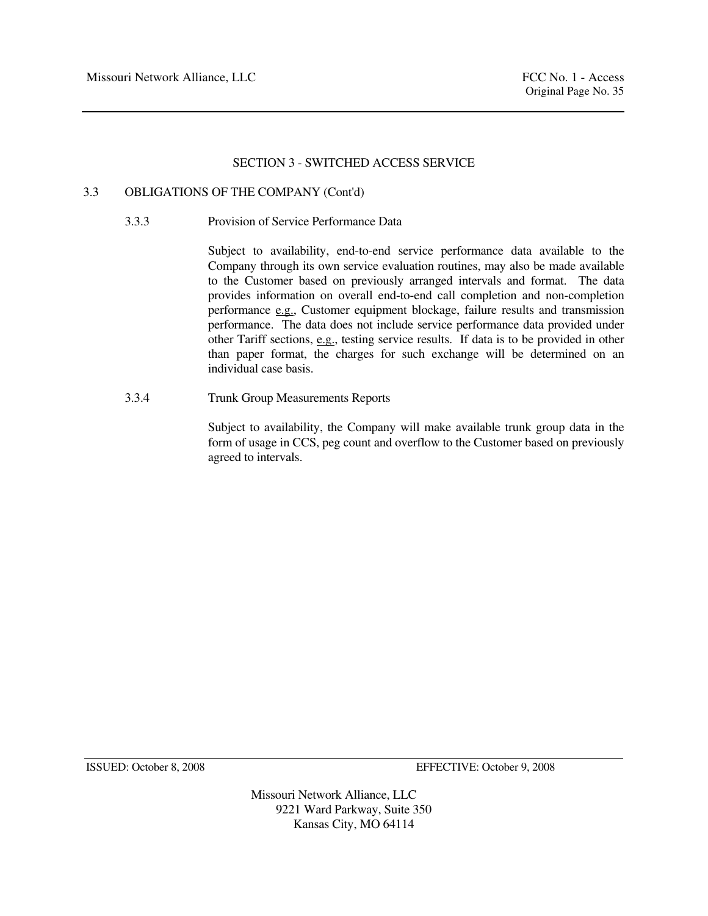## SECTION 3 - SWITCHED ACCESS SERVICE

### 3.3 OBLIGATIONS OF THE COMPANY (Cont'd)

#### 3.3.3 Provision of Service Performance Data

Subject to availability, end-to-end service performance data available to the Company through its own service evaluation routines, may also be made available to the Customer based on previously arranged intervals and format. The data provides information on overall end-to-end call completion and non-completion performance e.g., Customer equipment blockage, failure results and transmission performance. The data does not include service performance data provided under other Tariff sections, e.g., testing service results. If data is to be provided in other than paper format, the charges for such exchange will be determined on an individual case basis.

#### 3.3.4 Trunk Group Measurements Reports

Subject to availability, the Company will make available trunk group data in the form of usage in CCS, peg count and overflow to the Customer based on previously agreed to intervals.

ISSUED: October 8, 2008 EFFECTIVE: October 9, 2008

Missouri Network Alliance, LLC
9221 Ward Parkway, Suite 350
Kansas City, MO 64114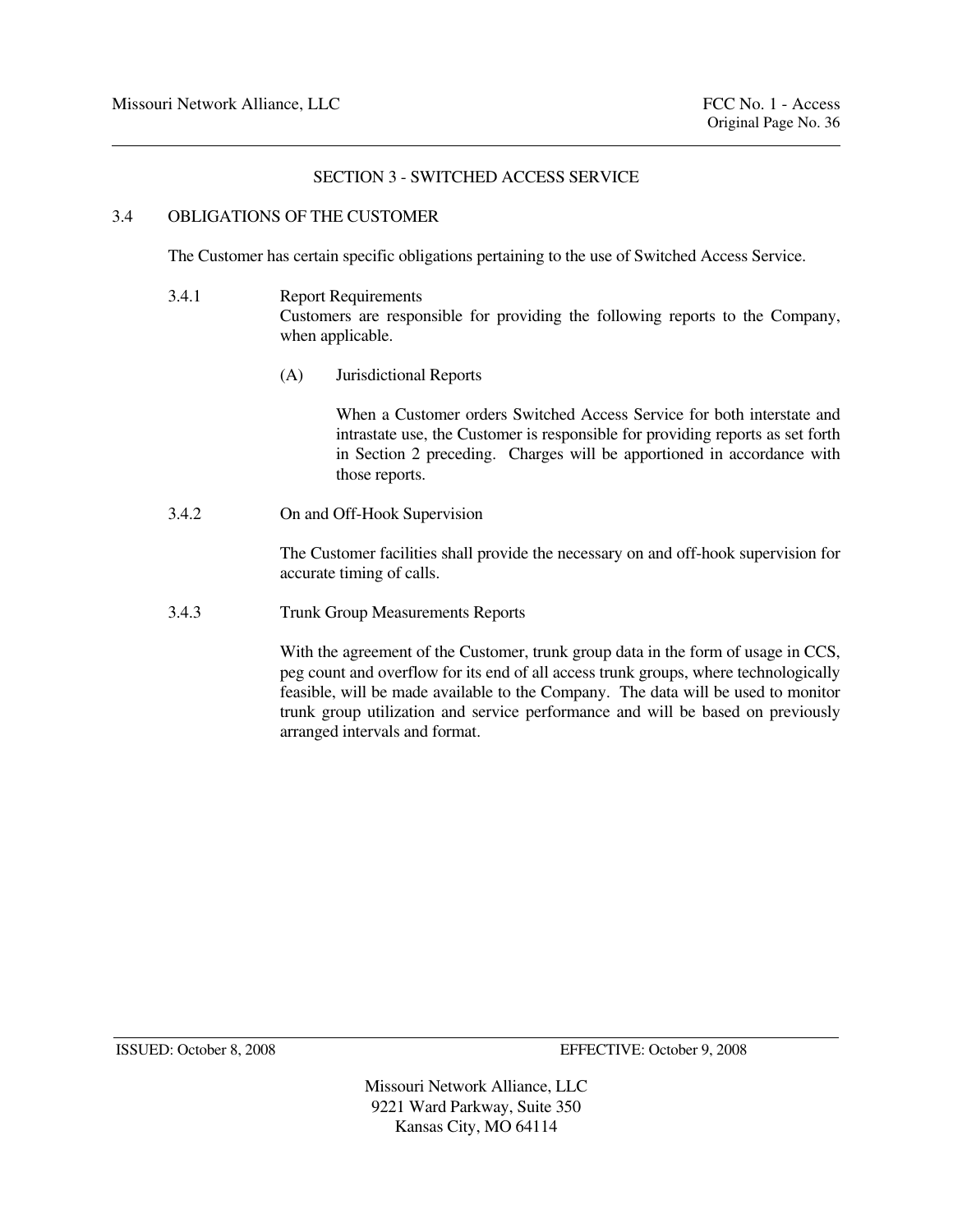## SECTION 3 - SWITCHED ACCESS SERVICE

### 3.4 OBLIGATIONS OF THE CUSTOMER

The Customer has certain specific obligations pertaining to the use of Switched Access Service.

#### 3.4.1 Report Requirements

Customers are responsible for providing the following reports to the Company, when applicable.

(A) Jurisdictional Reports

When a Customer orders Switched Access Service for both interstate and intrastate use, the Customer is responsible for providing reports as set forth in Section 2 preceding. Charges will be apportioned in accordance with those reports.

#### 3.4.2 On and Off-Hook Supervision

The Customer facilities shall provide the necessary on and off-hook supervision for accurate timing of calls.

#### 3.4.3 Trunk Group Measurements Reports

With the agreement of the Customer, trunk group data in the form of usage in CCS, peg count and overflow for its end of all access trunk groups, where technologically feasible, will be made available to the Company. The data will be used to monitor trunk group utilization and service performance and will be based on previously arranged intervals and format.

ISSUED: October 8, 2008 EFFECTIVE: October 9, 2008

Missouri Network Alliance, LLC
9221 Ward Parkway, Suite 350
Kansas City, MO 64114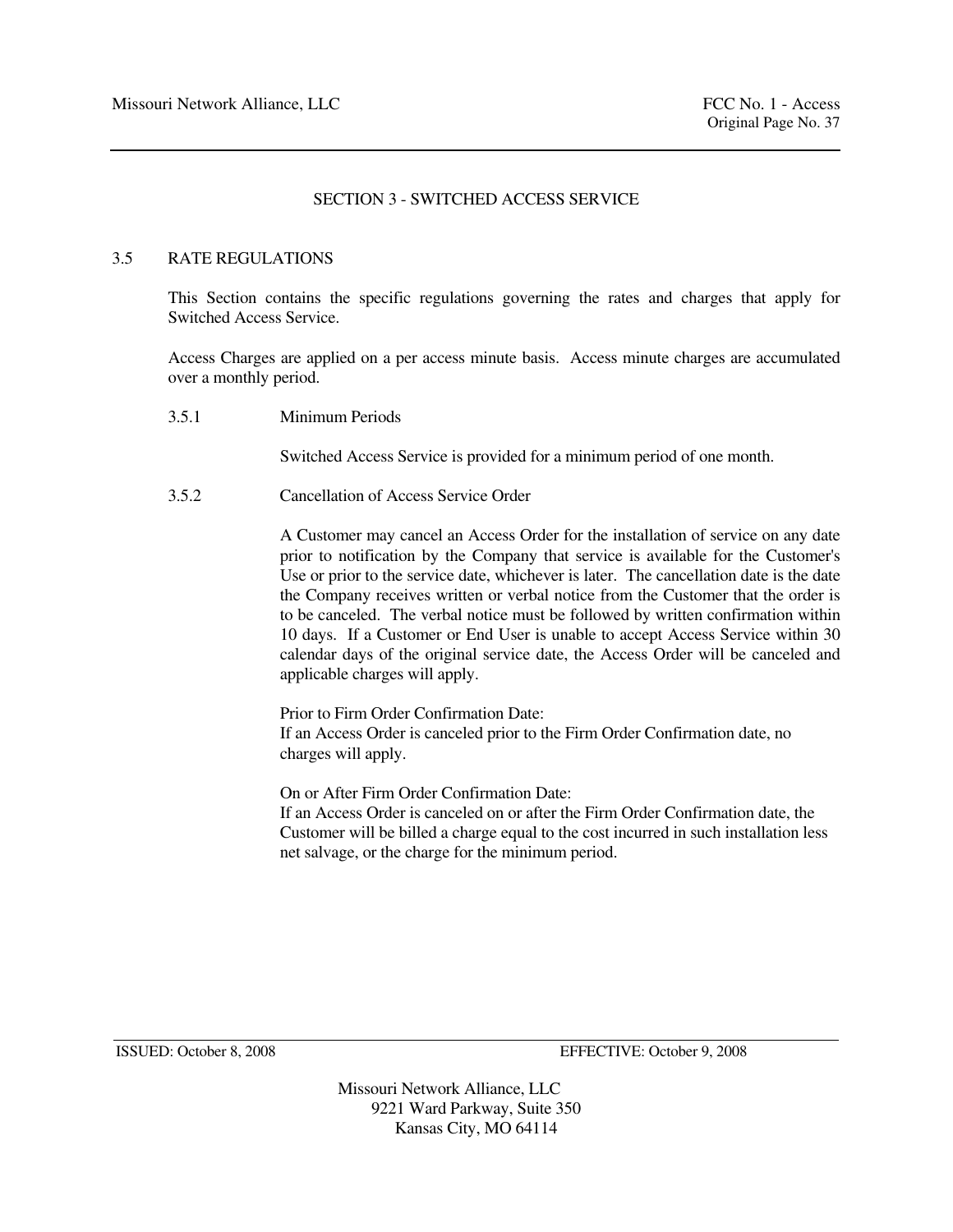## SECTION 3 - SWITCHED ACCESS SERVICE

### 3.5 RATE REGULATIONS

This Section contains the specific regulations governing the rates and charges that apply for Switched Access Service.

Access Charges are applied on a per access minute basis. Access minute charges are accumulated over a monthly period.

#### 3.5.1 Minimum Periods

Switched Access Service is provided for a minimum period of one month.

#### 3.5.2 Cancellation of Access Service Order

A Customer may cancel an Access Order for the installation of service on any date prior to notification by the Company that service is available for the Customer's Use or prior to the service date, whichever is later. The cancellation date is the date the Company receives written or verbal notice from the Customer that the order is to be canceled. The verbal notice must be followed by written confirmation within 10 days. If a Customer or End User is unable to accept Access Service within 30 calendar days of the original service date, the Access Order will be canceled and applicable charges will apply.

Prior to Firm Order Confirmation Date:
If an Access Order is canceled prior to the Firm Order Confirmation date, no charges will apply.

On or After Firm Order Confirmation Date:
If an Access Order is canceled on or after the Firm Order Confirmation date, the Customer will be billed a charge equal to the cost incurred in such installation less net salvage, or the charge for the minimum period.

ISSUED: October 8, 2008 EFFECTIVE: October 9, 2008

Missouri Network Alliance, LLC
9221 Ward Parkway, Suite 350
Kansas City, MO 64114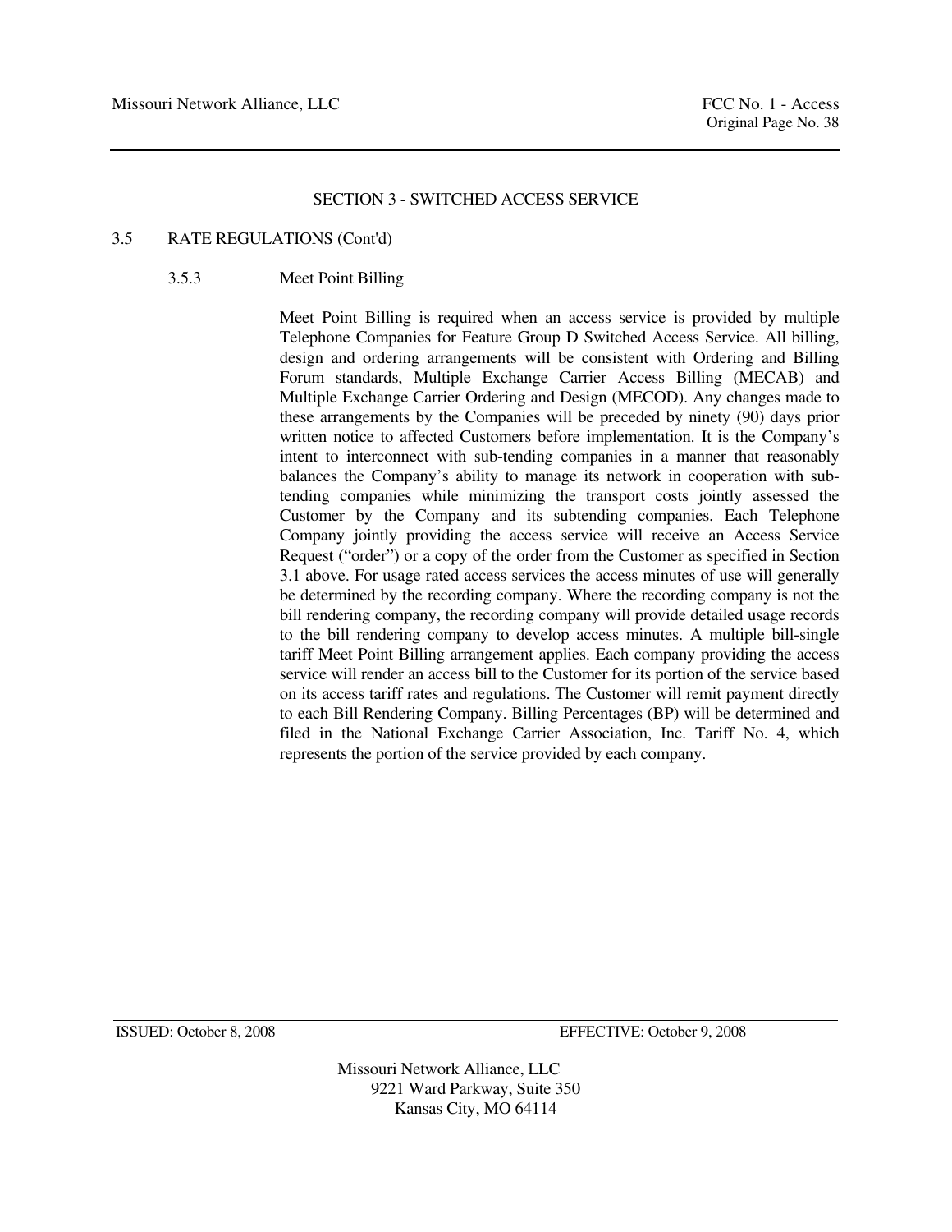## SECTION 3 - SWITCHED ACCESS SERVICE

### 3.5 RATE REGULATIONS (Cont'd)

#### 3.5.3 Meet Point Billing

Meet Point Billing is required when an access service is provided by multiple Telephone Companies for Feature Group D Switched Access Service. All billing, design and ordering arrangements will be consistent with Ordering and Billing Forum standards, Multiple Exchange Carrier Access Billing (MECAB) and Multiple Exchange Carrier Ordering and Design (MECOD). Any changes made to these arrangements by the Companies will be preceded by ninety (90) days prior written notice to affected Customers before implementation. It is the Company's intent to interconnect with sub-tending companies in a manner that reasonably balances the Company's ability to manage its network in cooperation with sub-tending companies while minimizing the transport costs jointly assessed the Customer by the Company and its subtending companies. Each Telephone Company jointly providing the access service will receive an Access Service Request ("order") or a copy of the order from the Customer as specified in Section 3.1 above. For usage rated access services the access minutes of use will generally be determined by the recording company. Where the recording company is not the bill rendering company, the recording company will provide detailed usage records to the bill rendering company to develop access minutes. A multiple bill-single tariff Meet Point Billing arrangement applies. Each company providing the access service will render an access bill to the Customer for its portion of the service based on its access tariff rates and regulations. The Customer will remit payment directly to each Bill Rendering Company. Billing Percentages (BP) will be determined and filed in the National Exchange Carrier Association, Inc. Tariff No. 4, which represents the portion of the service provided by each company.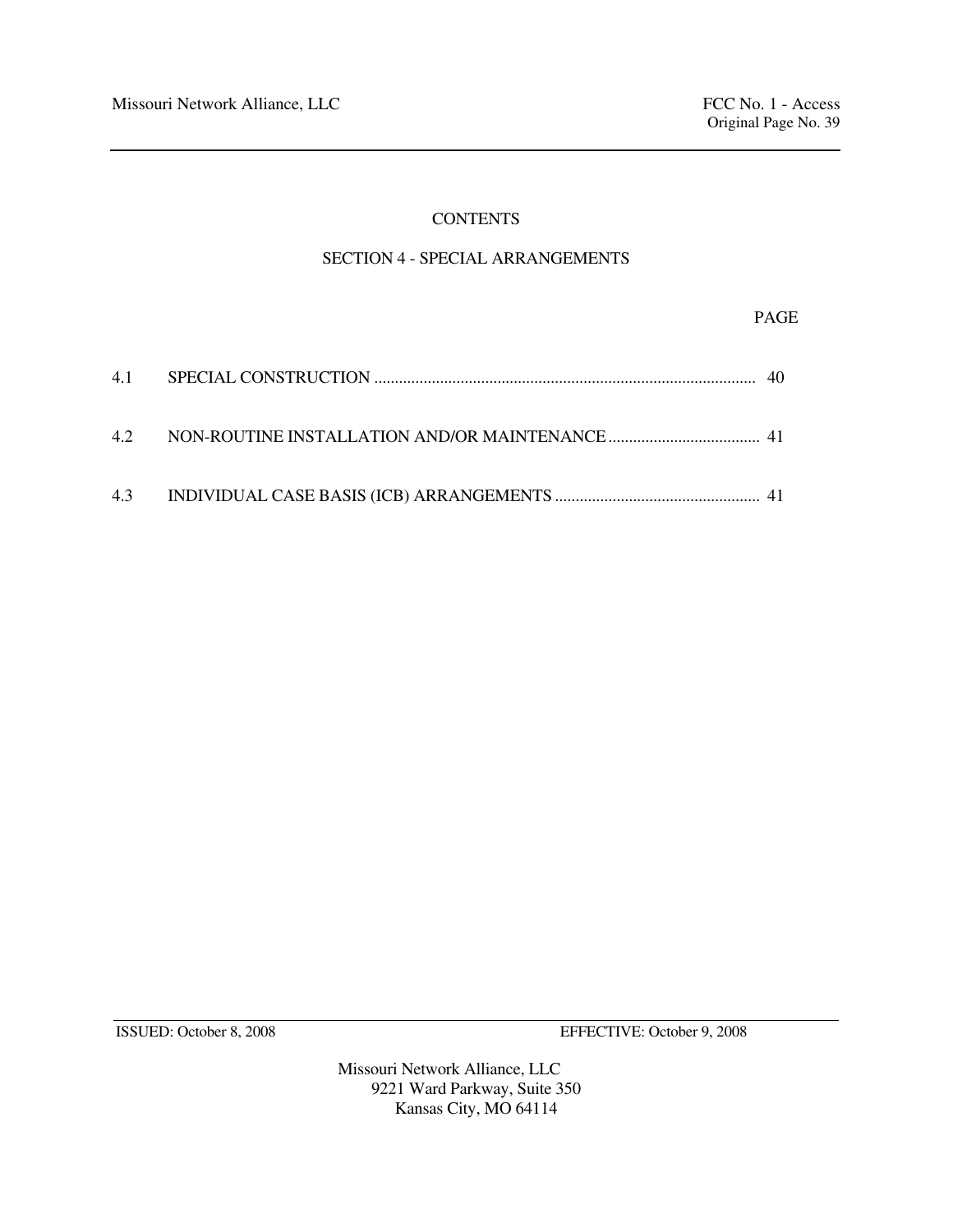# CONTENTS

## SECTION 4 - SPECIAL ARRANGEMENTS

| | | PAGE |
|---|---|---|
| 4.1 | SPECIAL CONSTRUCTION | 40 |
| 4.2 | NON-ROUTINE INSTALLATION AND/OR MAINTENANCE | 41 |
| 4.3 | INDIVIDUAL CASE BASIS (ICB) ARRANGEMENTS | 41 |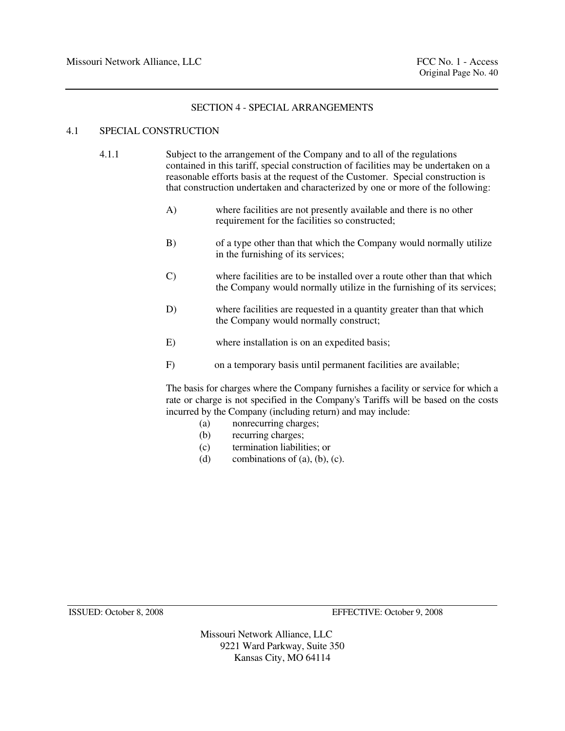## SECTION 4 - SPECIAL ARRANGEMENTS

### 4.1 SPECIAL CONSTRUCTION

4.1.1 Subject to the arrangement of the Company and to all of the regulations contained in this tariff, special construction of facilities may be undertaken on a reasonable efforts basis at the request of the Customer. Special construction is that construction undertaken and characterized by one or more of the following:

A) where facilities are not presently available and there is no other requirement for the facilities so constructed;

B) of a type other than that which the Company would normally utilize in the furnishing of its services;

C) where facilities are to be installed over a route other than that which the Company would normally utilize in the furnishing of its services;

D) where facilities are requested in a quantity greater than that which the Company would normally construct;

E) where installation is on an expedited basis;

F) on a temporary basis until permanent facilities are available;

The basis for charges where the Company furnishes a facility or service for which a rate or charge is not specified in the Company's Tariffs will be based on the costs incurred by the Company (including return) and may include:

(a) nonrecurring charges;
(b) recurring charges;
(c) termination liabilities; or
(d) combinations of (a), (b), (c).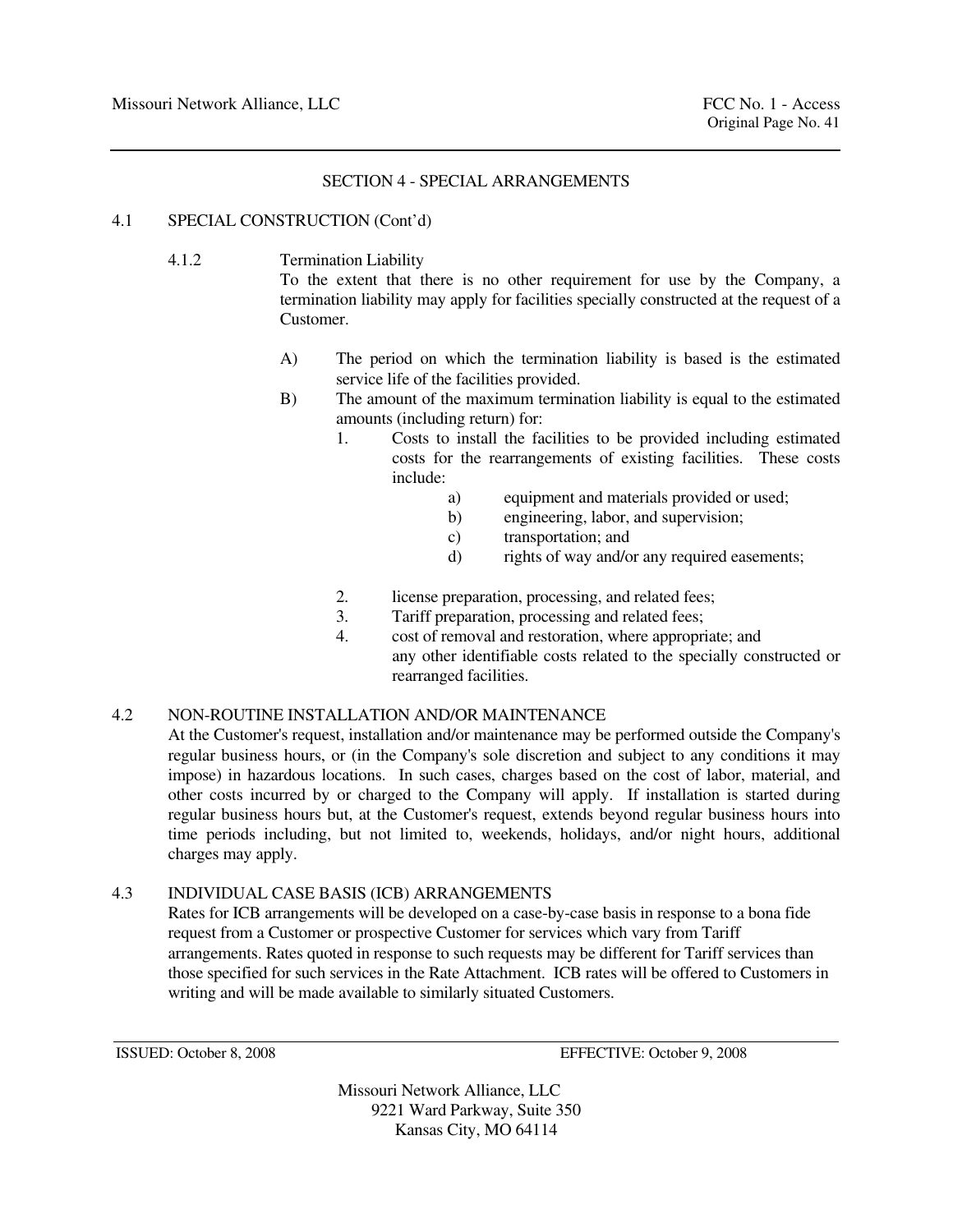## SECTION 4 - SPECIAL ARRANGEMENTS

### 4.1 SPECIAL CONSTRUCTION (Cont'd)

#### 4.1.2 Termination Liability

To the extent that there is no other requirement for use by the Company, a termination liability may apply for facilities specially constructed at the request of a Customer.

A) The period on which the termination liability is based is the estimated service life of the facilities provided.

B) The amount of the maximum termination liability is equal to the estimated amounts (including return) for:

1. Costs to install the facilities to be provided including estimated costs for the rearrangements of existing facilities. These costs include:
   - a) equipment and materials provided or used;
   - b) engineering, labor, and supervision;
   - c) transportation; and
   - d) rights of way and/or any required easements;
2. license preparation, processing, and related fees;
3. Tariff preparation, processing and related fees;
4. cost of removal and restoration, where appropriate; and
   any other identifiable costs related to the specially constructed or rearranged facilities.

### 4.2 NON-ROUTINE INSTALLATION AND/OR MAINTENANCE

At the Customer's request, installation and/or maintenance may be performed outside the Company's regular business hours, or (in the Company's sole discretion and subject to any conditions it may impose) in hazardous locations. In such cases, charges based on the cost of labor, material, and other costs incurred by or charged to the Company will apply. If installation is started during regular business hours but, at the Customer's request, extends beyond regular business hours into time periods including, but not limited to, weekends, holidays, and/or night hours, additional charges may apply.

### 4.3 INDIVIDUAL CASE BASIS (ICB) ARRANGEMENTS

Rates for ICB arrangements will be developed on a case-by-case basis in response to a bona fide request from a Customer or prospective Customer for services which vary from Tariff arrangements. Rates quoted in response to such requests may be different for Tariff services than those specified for such services in the Rate Attachment. ICB rates will be offered to Customers in writing and will be made available to similarly situated Customers.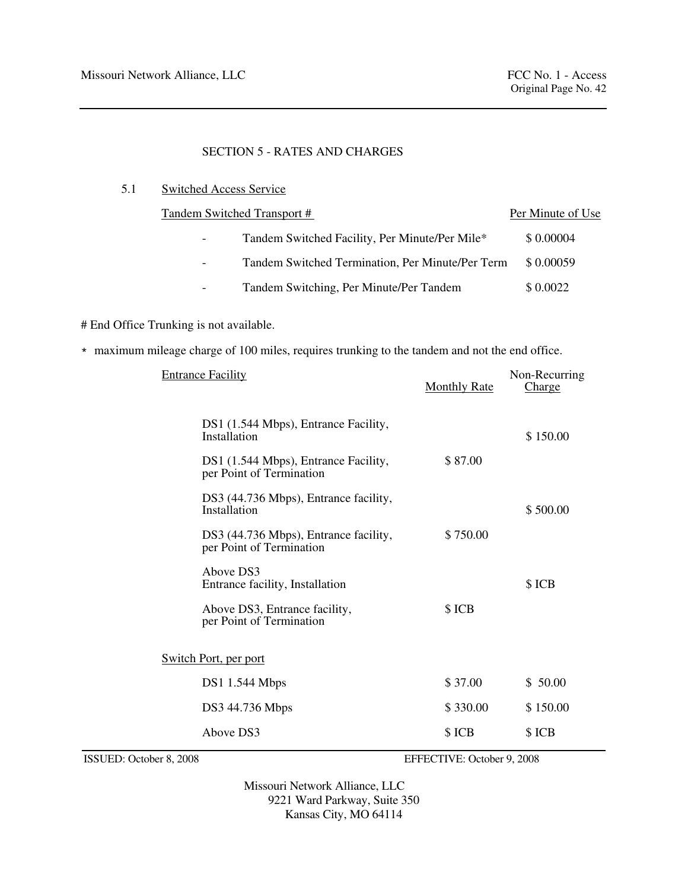## SECTION 5 - RATES AND CHARGES

### 5.1 Switched Access Service

| Tandem Switched Transport # | Per Minute of Use |
|---|---|
| - Tandem Switched Facility, Per Minute/Per Mile* | $ 0.00004 |
| - Tandem Switched Termination, Per Minute/Per Term | $ 0.00059 |
| - Tandem Switching, Per Minute/Per Tandem | $ 0.0022 |

# End Office Trunking is not available.

* maximum mileage charge of 100 miles, requires trunking to the tandem and not the end office.

| Entrance Facility | Monthly Rate | Non-Recurring Charge |
|---|---|---|
| DS1 (1.544 Mbps), Entrance Facility, Installation | | $ 150.00 |
| DS1 (1.544 Mbps), Entrance Facility, per Point of Termination | $ 87.00 | |
| DS3 (44.736 Mbps), Entrance facility, Installation | | $ 500.00 |
| DS3 (44.736 Mbps), Entrance facility, per Point of Termination | $ 750.00 | |
| Above DS3 Entrance facility, Installation | | $ ICB |
| Above DS3, Entrance facility, per Point of Termination | $ ICB | |

| Switch Port, per port | Monthly Rate | Non-Recurring Charge |
|---|---|---|
| DS1 1.544 Mbps | $ 37.00 | $ 50.00 |
| DS3 44.736 Mbps | $ 330.00 | $ 150.00 |
| Above DS3 | $ ICB | $ ICB |

ISSUED: October 8, 2008 EFFECTIVE: October 9, 2008

Missouri Network Alliance, LLC
9221 Ward Parkway, Suite 350
Kansas City, MO 64114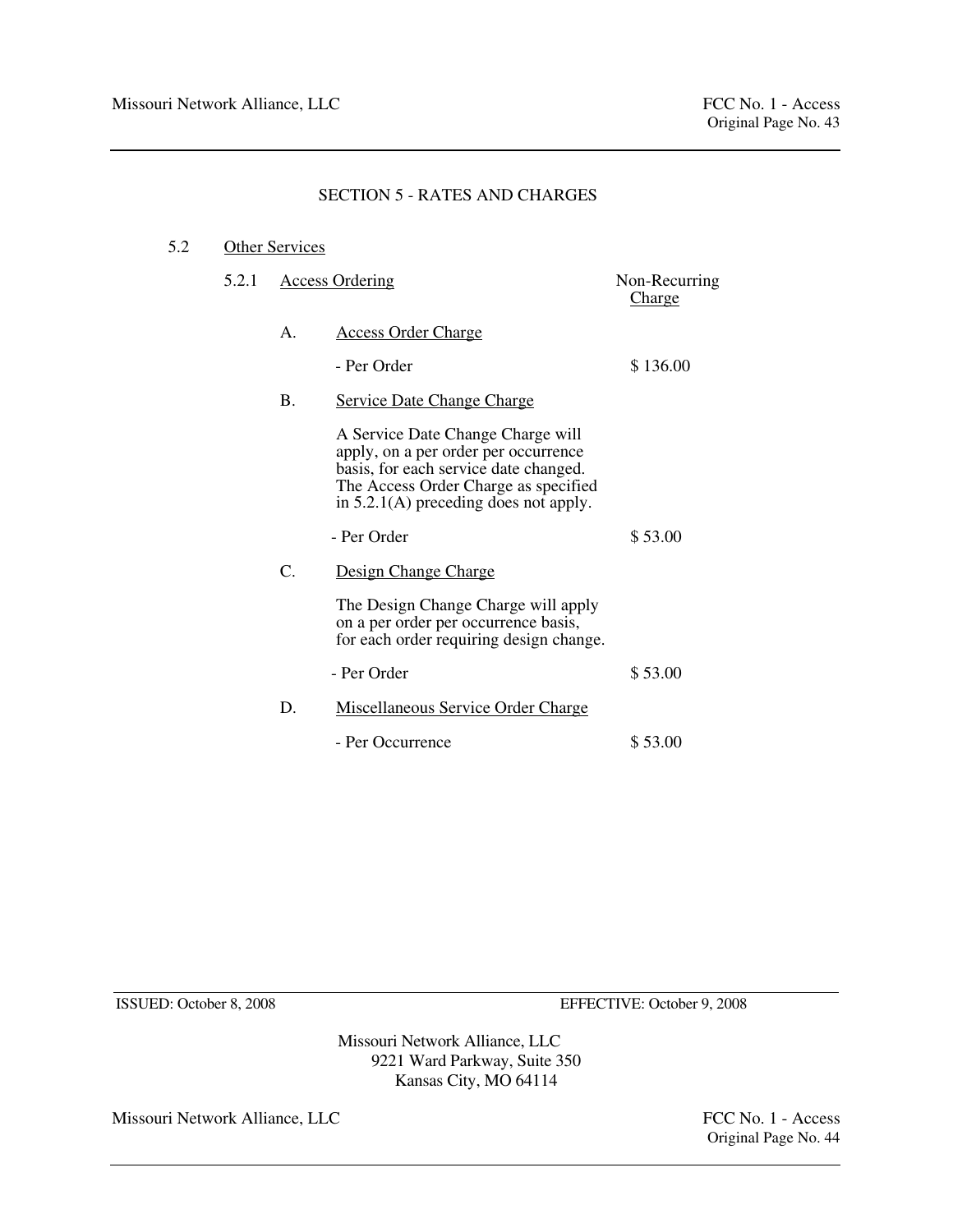## SECTION 5 - RATES AND CHARGES

### 5.2 Other Services

#### 5.2.1 Access Ordering

| | | Non-Recurring Charge |
|---|---|---|
| A. | Access Order Charge | |
| | - Per Order | $ 136.00 |
| B. | Service Date Change Charge | |
| | A Service Date Change Charge will apply, on a per order per occurrence basis, for each service date changed. The Access Order Charge as specified in 5.2.1(A) preceding does not apply. | |
| | - Per Order | $ 53.00 |
| C. | Design Change Charge | |
| | The Design Change Charge will apply on a per order per occurrence basis, for each order requiring design change. | |
| | - Per Order | $ 53.00 |
| D. | Miscellaneous Service Order Charge | |
| | - Per Occurrence | $ 53.00 |

ISSUED: October 8, 2008 EFFECTIVE: October 9, 2008

Missouri Network Alliance, LLC
9221 Ward Parkway, Suite 350
Kansas City, MO 64114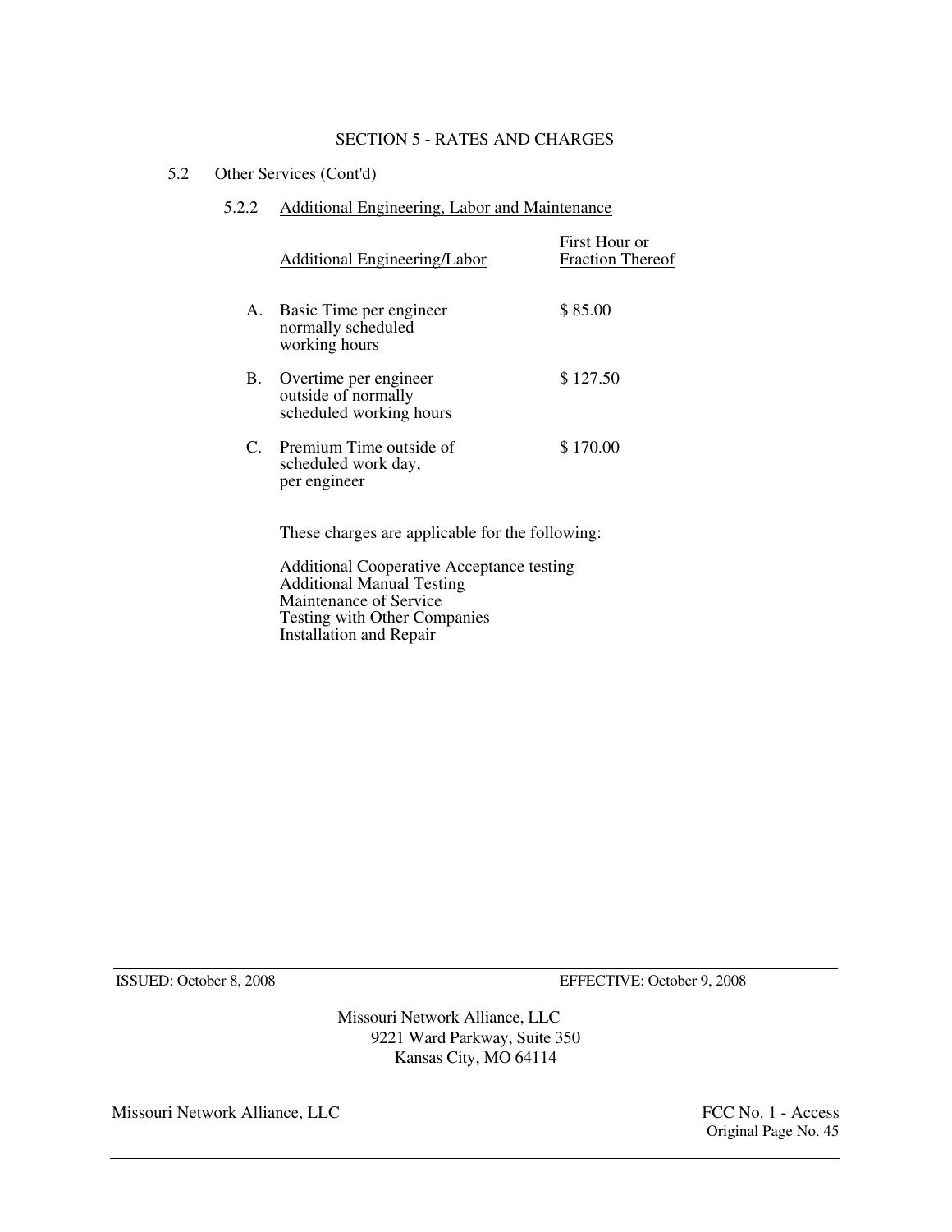## SECTION 5 - RATES AND CHARGES

### 5.2 Other Services (Cont'd)

#### 5.2.2 Additional Engineering, Labor and Maintenance

| | Additional Engineering/Labor | First Hour or Fraction Thereof |
|---|---|---|
| A. | Basic Time per engineer normally scheduled working hours | $ 85.00 |
| B. | Overtime per engineer outside of normally scheduled working hours | $ 127.50 |
| C. | Premium Time outside of scheduled work day, per engineer | $ 170.00 |

These charges are applicable for the following:

Additional Cooperative Acceptance testing
Additional Manual Testing
Maintenance of Service
Testing with Other Companies
Installation and Repair

ISSUED: October 8, 2008 EFFECTIVE: October 9, 2008

Missouri Network Alliance, LLC
9221 Ward Parkway, Suite 350
Kansas City, MO 64114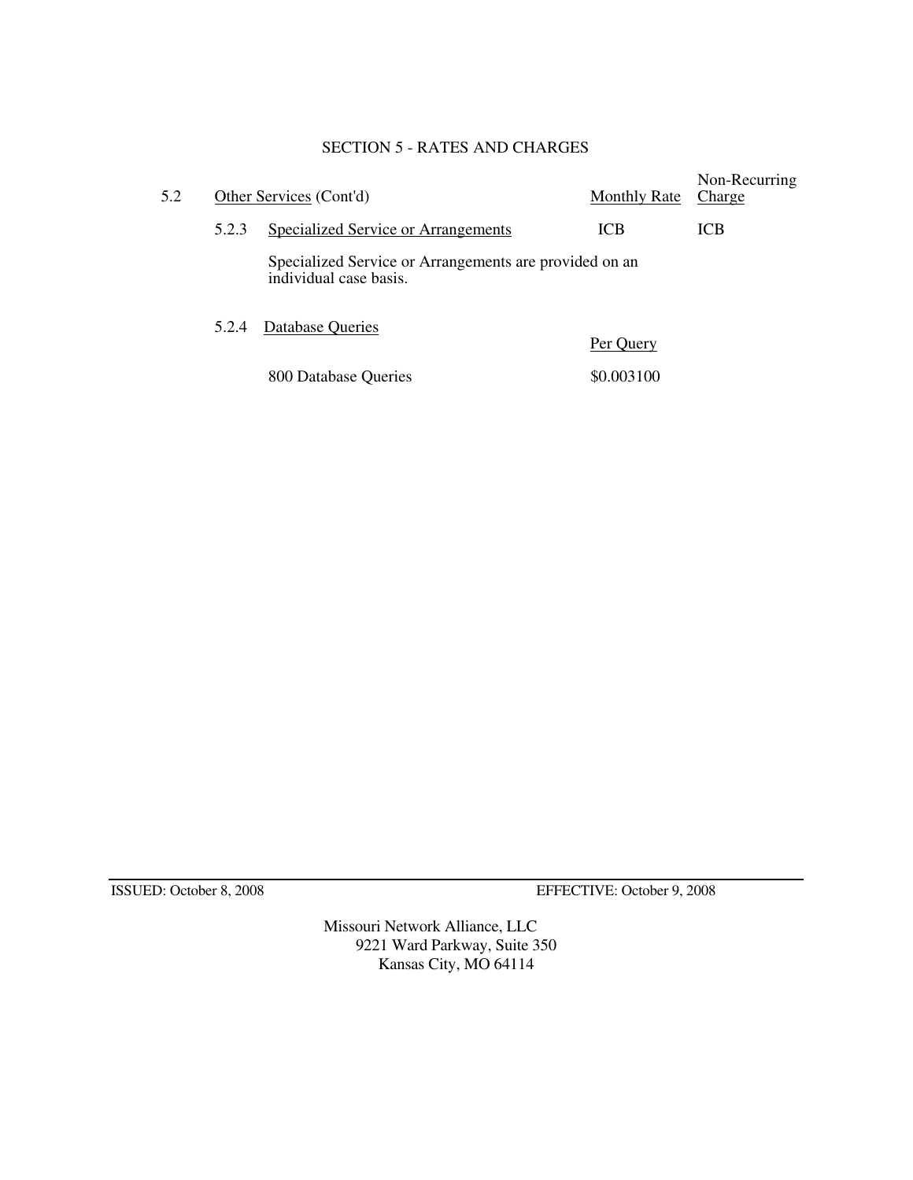## SECTION 5 - RATES AND CHARGES

| | | Monthly Rate | Non-Recurring Charge |
|---|---|---|---|
| 5.2 | Other Services (Cont'd) | | |
| 5.2.3 | Specialized Service or Arrangements | ICB | ICB |

Specialized Service or Arrangements are provided on an individual case basis.

5.2.4 Database Queries

| | Per Query |
|---|---|
| 800 Database Queries | $0.003100 |

ISSUED: October 8, 2008 EFFECTIVE: October 9, 2008

Missouri Network Alliance, LLC
9221 Ward Parkway, Suite 350
Kansas City, MO 64114